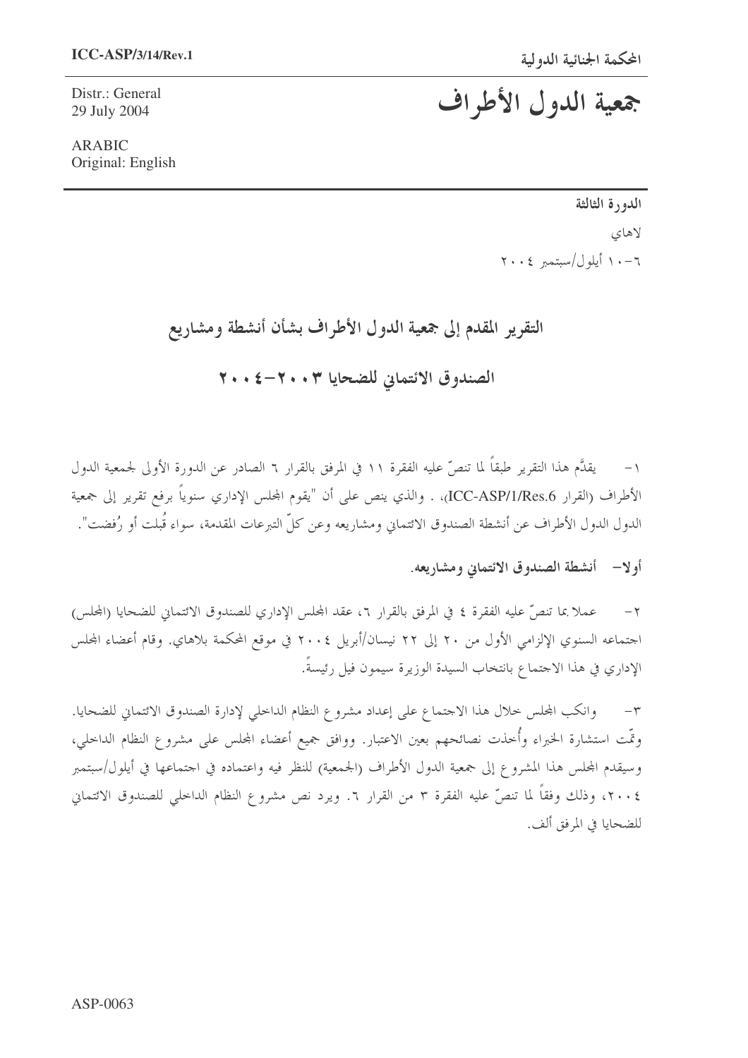ICC-ASP/3/14/Rev.1

Distr.: General
29 July 2004

ARABIC
Original: English

المحكمة الجنائية الدولية

# جمعية الدول الأطراف

**الدورة الثالثة**

لاهاي

٦-١٠ أيلول/سبتمبر ٢٠٠٤

## التقرير المقدم إلى جمعية الدول الأطراف بشأن أنشطة ومشاريع الصندوق الائتماني للضحايا ٢٠٠٣-٢٠٠٤

١- يقدَّم هذا التقرير طبقاً لما تنصّ عليه الفقرة ١١ في المرفق بالقرار ٦ الصادر عن الدورة الأولى لجمعية الدول الأطراف (القرار ICC-ASP/1/Res.6)، . والذي ينص على أن "يقوم المجلس الإداري سنوياً برفع تقرير إلى جمعية الدول الأطراف عن أنشطة الصندوق الائتماني ومشاريعه وعن كلّ التبرعات المقدمة، سواء قُبلت أو رُفضت".

### أولا- أنشطة الصندوق الائتماني ومشاريعه.

٢- عملا بما تنصّ عليه الفقرة ٤ في المرفق بالقرار ٦، عقد المجلس الإداري للصندوق الائتماني للضحايا (المجلس) اجتماعه السنوي الإلزامي الأول من ٢٠ إلى ٢٢ نيسان/أبريل ٢٠٠٤ في موقع المحكمة بلاهاي. وقام أعضاء المجلس الإداري في هذا الاجتماع بانتخاب السيدة الوزيرة سيمون فيل رئيسةً.

٣- وانكب المجلس خلال هذا الاجتماع على إعداد مشروع النظام الداخلي لإدارة الصندوق الائتماني للضحايا. وتمّت استشارة الخبراء وأُخذت نصائحهم بعين الاعتبار. ووافق جميع أعضاء المجلس على مشروع النظام الداخلي، وسيقدم المجلس هذا المشروع إلى جمعية الدول الأطراف (الجمعية) للنظر فيه واعتماده في اجتماعها في أيلول/سبتمبر ٢٠٠٤، وذلك وفقاً لما تنصّ عليه الفقرة ٣ من القرار ٦. ويرد نص مشروع النظام الداخلي للصندوق الائتماني للضحايا في المرفق ألف.

ASP-0063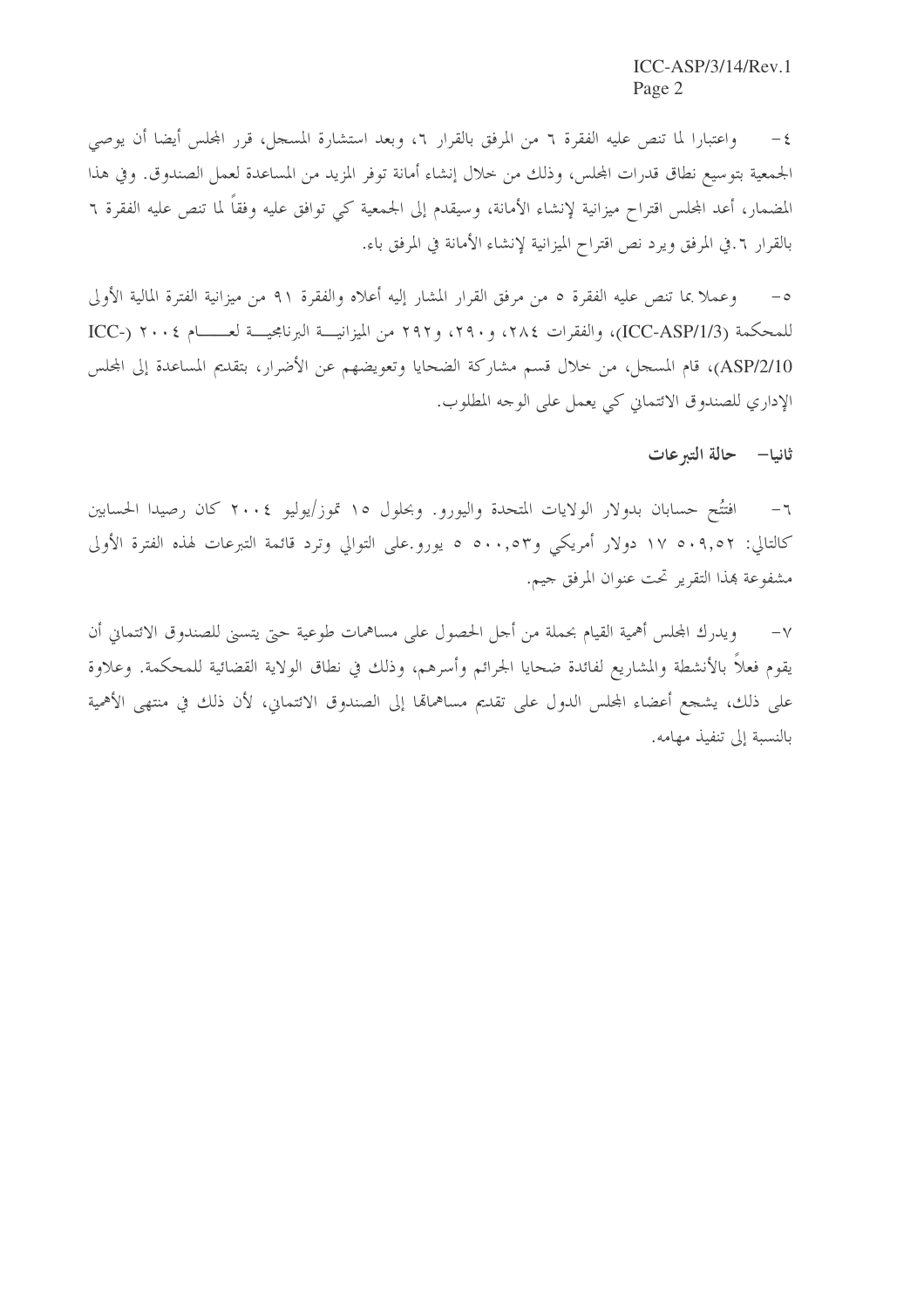٤- واعتبارا لما تنص عليه الفقرة ٦ من المرفق بالقرار ٦، وبعد استشارة المسجل، قرر المجلس أيضا أن يوصي الجمعية بتوسيع نطاق قدرات المجلس، وذلك من خلال إنشاء أمانة توفر المزيد من المساعدة لعمل الصندوق. وفي هذا المضمار، أعد المجلس اقتراح ميزانية لإنشاء الأمانة، وسيقدم إلى الجمعية كي توافق عليه وفقاً لما تنص عليه الفقرة ٦ بالقرار ٦.في المرفق ويرد نص اقتراح الميزانية لإنشاء الأمانة في المرفق باء.

٥- وعملا بما تنص عليه الفقرة ٥ من مرفق القرار المشار إليه أعلاه والفقرة ٩١ من ميزانية الفترة المالية الأولى للمحكمة (ICC-ASP/1/3)، والفقرات ٢٨٤، و٢٩٠، و٢٩٢ من الميزانية البرنامجية لعام ٢٠٠٤ (ICC-ASP/2/10)، قام المسجل، من خلال قسم مشاركة الضحايا وتعويضهم عن الأضرار، بتقديم المساعدة إلى المجلس الإداري للصندوق الائتماني كي يعمل على الوجه المطلوب.

## ثانيا- حالة التبرعات

٦- افتتُح حسابان بدولار الولايات المتحدة واليورو. وبحلول ١٥ تموز/يوليو ٢٠٠٤ كان رصيدا الحسابين كالتالي: ٥٠٩,٥٢ ١٧ دولار أمريكي و٥٠٠,٥٣ ٥ يورو.على التوالي وترد قائمة التبرعات لهذه الفترة الأولى مشفوعة بهذا التقرير تحت عنوان المرفق جيم.

٧- ويدرك المجلس أهمية القيام بحملة من أجل الحصول على مساهمات طوعية حتى يتسنى للصندوق الائتماني أن يقوم فعلاً بالأنشطة والمشاريع لفائدة ضحايا الجرائم وأسرهم، وذلك في نطاق الولاية القضائية للمحكمة. وعلاوة على ذلك، يشجع أعضاء المجلس الدول على تقديم مساهماتها إلى الصندوق الائتماني، لأن ذلك في منتهى الأهمية بالنسبة إلى تنفيذ مهامه.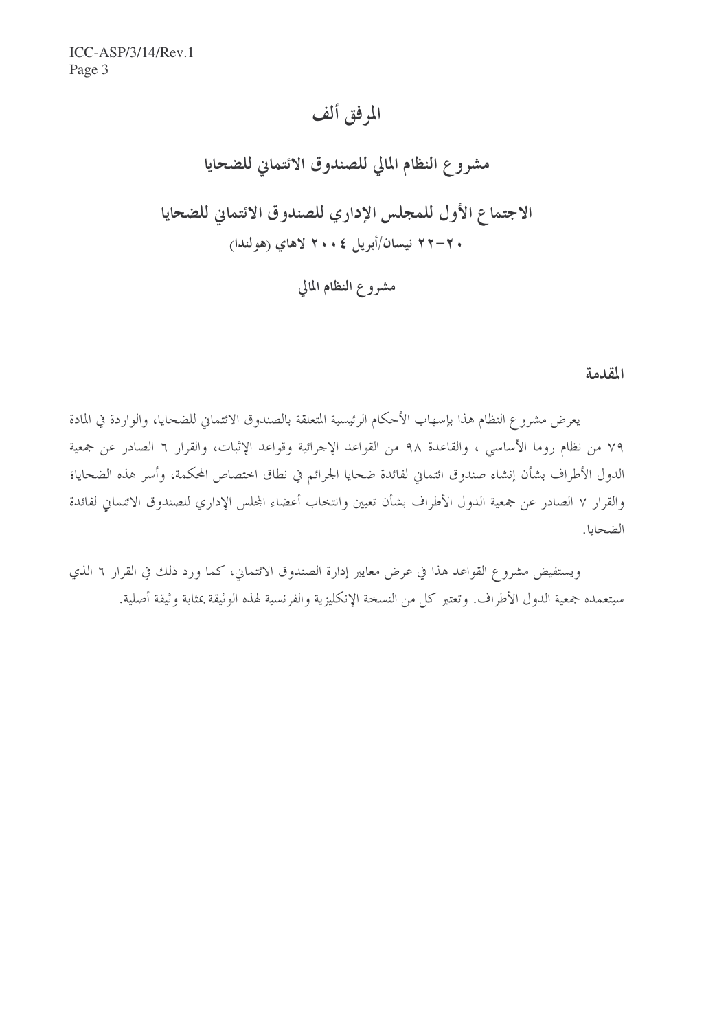# المرفق ألف

## مشروع النظام المالي للصندوق الائتماني للضحايا

## الاجتماع الأول للمجلس الإداري للصندوق الائتماني للضحايا

**٢٠-٢٢ نيسان/أبريل ٢٠٠٤ لاهاي (هولندا)**

### مشروع النظام المالي

**المقدمة**

يعرض مشروع النظام هذا بإسهاب الأحكام الرئيسية المتعلقة بالصندوق الائتماني للضحايا، والواردة في المادة ٧٩ من نظام روما الأساسي ، والقاعدة ٩٨ من القواعد الإجرائية وقواعد الإثبات، والقرار ٦ الصادر عن جمعية الدول الأطراف بشأن إنشاء صندوق ائتماني لفائدة ضحايا الجرائم في نطاق اختصاص المحكمة، وأسر هذه الضحايا؛ والقرار ٧ الصادر عن جمعية الدول الأطراف بشأن تعيين وانتخاب أعضاء المجلس الإداري للصندوق الائتماني لفائدة الضحايا.

ويستفيض مشروع القواعد هذا في عرض معايير إدارة الصندوق الائتماني، كما ورد ذلك في القرار ٦ الذي سيعتمده جمعية الدول الأطراف. وتعتبر كل من النسخة الإنكليزية والفرنسية لهذه الوثيقة بمثابة وثيقة أصلية.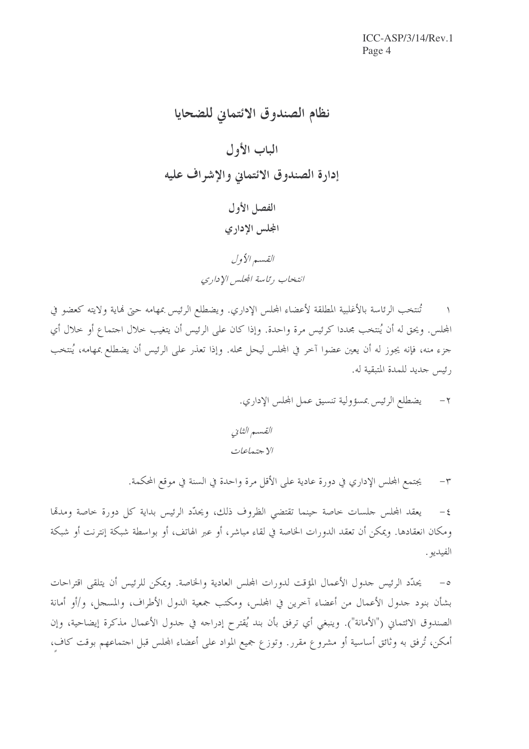# نظام الصندوق الائتماني للضحايا

## الباب الأول
## إدارة الصندوق الائتماني والإشراف عليه

### الفصل الأول
### المجلس الإداري

*القسم الأول*
*انتخاب رئاسة المجلس الإداري*

١ تُنتخب الرئاسة بالأغلبية المطلقة لأعضاء المجلس الإداري. ويضطلع الرئيس بمهامه حتى نهاية ولايته كعضو في المجلس. ويحق له أن يُنتخب مجددا كرئيس مرة واحدة. وإذا كان على الرئيس أن يتغيب خلال اجتماع أو خلال أي جزء منه، فإنه يجوز له أن يعين عضوا آخر في المجلس ليحل محله. وإذا تعذر على الرئيس أن يضطلع بمهامه، يُنتخب رئيس جديد للمدة المتبقية له.

٢- يضطلع الرئيس بمسؤولية تنسيق عمل المجلس الإداري.

*القسم الثاني*
*الاجتماعات*

٣- يجتمع المجلس الإداري في دورة عادية على الأقل مرة واحدة في السنة في موقع المحكمة.

٤- يعقد المجلس جلسات خاصة حينما تقتضي الظروف ذلك، ويحدّد الرئيس بداية كل دورة خاصة ومدتها ومكان انعقادها. ويمكن أن تعقد الدورات الخاصة في لقاء مباشر، أو عبر الهاتف، أو بواسطة شبكة إنترنت أو شبكة الفيديو.

٥- يحدّد الرئيس جدول الأعمال المؤقت لدورات المجلس العادية والخاصة. ويمكن للرئيس أن يتلقى اقتراحات بشأن بنود جدول الأعمال من أعضاء آخرين في المجلس، ومكتب جمعية الدول الأطراف، والمسجل، و/أو أمانة الصندوق الائتماني ("الأمانة"). وينبغي أي ترفق بأن بند يُقترح إدراجه في جدول الأعمال مذكرة إيضاحية، وإن أمكن، تُرفق به وثائق أساسية أو مشروع مقرر. وتوزع جميع المواد على أعضاء المجلس قبل اجتماعهم بوقت كافٍ،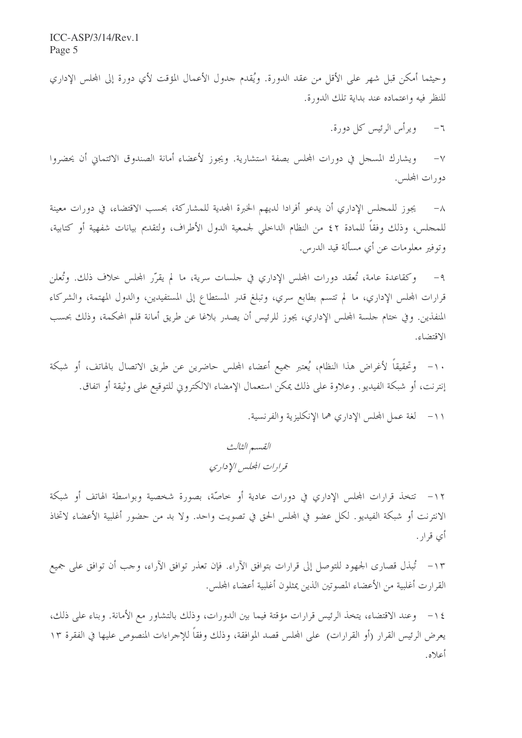وحيثما أمكن قبل شهر على الأقل من عقد الدورة. ويُقدم جدول الأعمال المؤقت لأي دورة إلى المجلس الإداري للنظر فيه واعتماده عند بداية تلك الدورة.

٦- ويرأس الرئيس كل دورة.

٧- ويشارك المسجل في دورات المجلس بصفة استشارية. ويجوز لأعضاء أمانة الصندوق الائتماني أن يحضروا دورات المجلس.

٨- يجوز للمجلس الإداري أن يدعو أفرادا لديهم الخبرة المجدية للمشاركة، بحسب الاقتضاء، في دورات معينة للمجلس، وذلك وفقاً للمادة ٤٢ من النظام الداخلي لجمعية الدول الأطراف، ولتقديم بيانات شفهية أو كتابية، وتوفير معلومات عن أي مسألة قيد الدرس.

٩- وكقاعدة عامة، تُعقد دورات المجلس الإداري في جلسات سرية، ما لم يقرّر المجلس خلاف ذلك. وتُعلن قرارات المجلس الإداري، ما لم تتسم بطابع سري، وتبلغ قدر المستطاع إلى المستفيدين، والدول المهتمة، والشركاء المنفذين. وفي ختام جلسة المجلس الإداري، يجوز للرئيس أن يصدر بلاغا عن طريق أمانة قلم المحكمة، وذلك بحسب الاقتضاء.

١٠- وتحقيقاً لأغراض هذا النظام، يُعتبر جميع أعضاء المجلس حاضرين عن طريق الاتصال بالهاتف، أو شبكة إنترنت، أو شبكة الفيديو. وعلاوة على ذلك يمكن استعمال الإمضاء الالكتروني للتوقيع على وثيقة أو اتفاق.

١١- لغة عمل المجلس الإداري هما الإنكليزية والفرنسية.

## *القسم الثالث*
## *قرارات المجلس الإداري*

١٢- تتخذ قرارات المجلس الإداري في دورات عادية أو خاصّة، بصورة شخصية وبواسطة الهاتف أو شبكة الانترنت أو شبكة الفيديو. لكل عضو في المجلس الحق في تصويت واحد. ولا بد من حضور أغلبية الأعضاء لاتخاذ أي قرار.

١٣- تُبذل قصارى الجهود للتوصل إلى قرارات بتوافق الآراء. فإن تعذر توافق الآراء، وجب أن توافق على جميع القرارت أغلبية من الأعضاء المصوتين الذين يمثلون أغلبية أعضاء المجلس.

١٤- وعند الاقتضاء، يتخذ الرئيس قرارات مؤقتة فيما بين الدورات، وذلك بالتشاور مع الأمانة. وبناء على ذلك، يعرض الرئيس القرار (أو القرارات) على المجلس قصد الموافقة، وذلك وفقاً للإجراءات المنصوص عليها في الفقرة ١٣ أعلاه.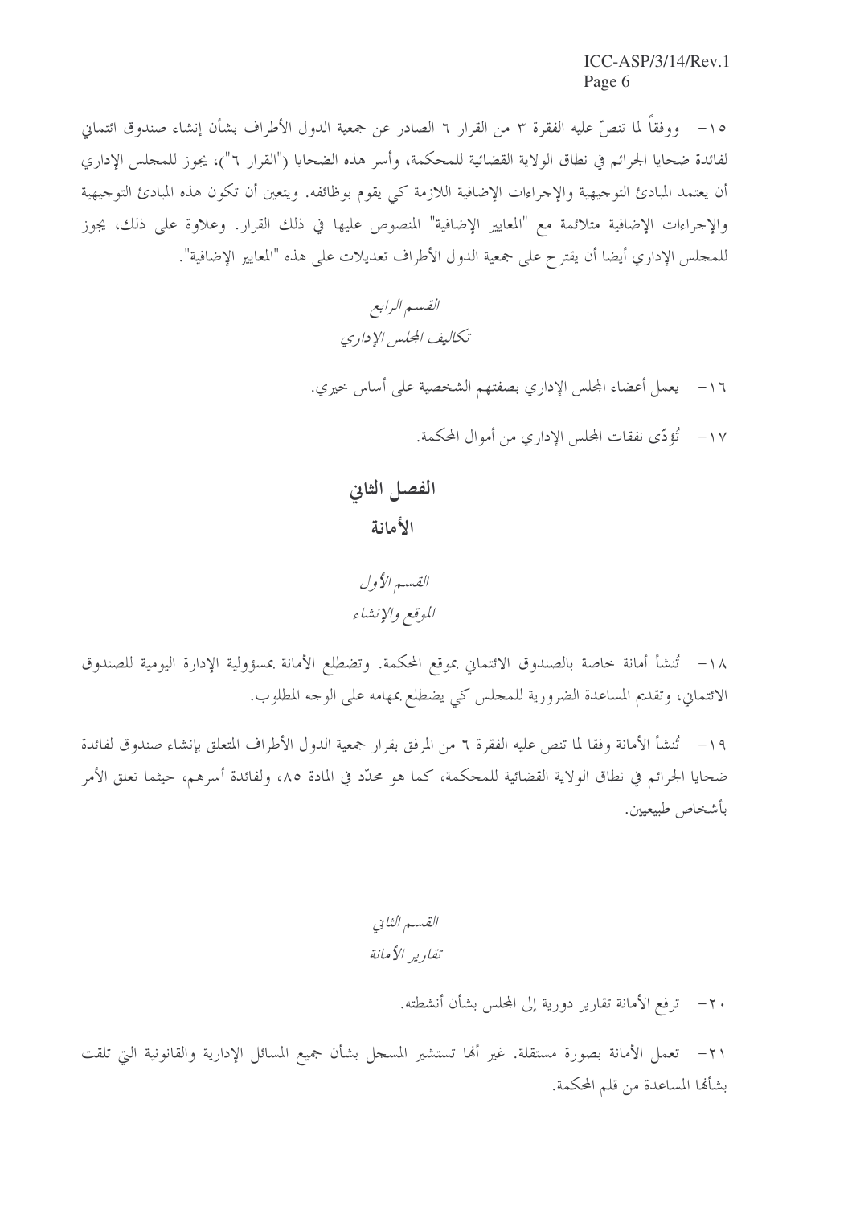١٥- ووفقاً لما تنصّ عليه الفقرة ٣ من القرار ٦ الصادر عن جمعية الدول الأطراف بشأن إنشاء صندوق ائتماني لفائدة ضحايا الجرائم في نطاق الولاية القضائية للمحكمة، وأسر هذه الضحايا ("القرار ٦")، يجوز للمجلس الإداري أن يعتمد المبادئ التوجيهية والإجراءات الإضافية اللازمة كي يقوم بوظائفه. ويتعين أن تكون هذه المبادئ التوجيهية والإجراءات الإضافية متلائمة مع "المعايير الإضافية" المنصوص عليها في ذلك القرار. وعلاوة على ذلك، يجوز للمجلس الإداري أيضا أن يقترح على جمعية الدول الأطراف تعديلات على هذه "المعايير الإضافية".

*القسم الرابع*
*تكاليف المجلس الإداري*

١٦- يعمل أعضاء المجلس الإداري بصفتهم الشخصية على أساس خيري.

١٧- تُؤدّى نفقات المجلس الإداري من أموال المحكمة.

## الفصل الثاني
## الأمانة

*القسم الأول*
*الموقع والإنشاء*

١٨- تُنشأ أمانة خاصة بالصندوق الائتماني بموقع المحكمة. وتضطلع الأمانة بمسؤولية الإدارة اليومية للصندوق الائتماني، وتقديم المساعدة الضرورية للمجلس كي يضطلع بمهامه على الوجه المطلوب.

١٩- تُنشأ الأمانة وفقا لما تنص عليه الفقرة ٦ من المرفق بقرار جمعية الدول الأطراف المتعلق بإنشاء صندوق لفائدة ضحايا الجرائم في نطاق الولاية القضائية للمحكمة، كما هو محدّد في المادة ٨٥، ولفائدة أسرهم، حيثما تعلق الأمر بأشخاص طبيعيين.

*القسم الثاني*
*تقارير الأمانة*

٢٠- ترفع الأمانة تقارير دورية إلى المجلس بشأن أنشطته.

٢١- تعمل الأمانة بصورة مستقلة. غير أنها تستشير المسجل بشأن جميع المسائل الإدارية والقانونية التي تلقت بشأنها المساعدة من قلم المحكمة.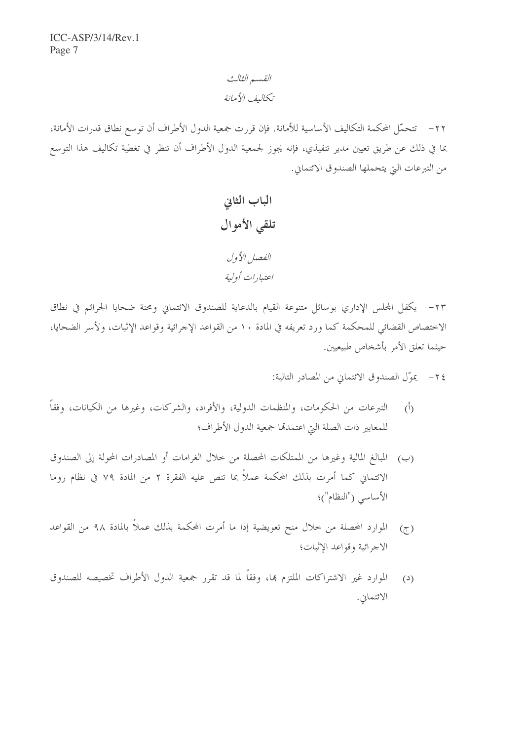*القسم الثالث*

*تكاليف الأمانة*

٢٢- تتحمّل المحكمة التكاليف الأساسية للأمانة. فإن قررت جمعية الدول الأطراف أن توسع نطاق قدرات الأمانة، بما في ذلك عن طريق تعيين مدير تنفيذي، فإنه يجوز لجمعية الدول الأطراف أن تنظر في تغطية تكاليف هذا التوسع من التبرعات التي يتحملها الصندوق الائتماني.

# الباب الثاني
# تلقي الأموال

## *الفصل الأول*
## *اعتبارات أولية*

٢٣- يكفل المجلس الإداري بوسائل متنوعة القيام بالدعاية للصندوق الائتماني ومحنة ضحايا الجرائم في نطاق الاختصاص القضائي للمحكمة كما ورد تعريفه في المادة ١٠ من القواعد الإجرائية وقواعد الإثبات، ولأسر الضحايا، حيثما تعلق الأمر بأشخاص طبيعيين.

٢٤- يموّل الصندوق الائتماني من المصادر التالية:

(أ) التبرعات من الحكومات، والمنظمات الدولية، والأفراد، والشركات، وغيرها من الكيانات، وفقاً للمعايير ذات الصلة التي اعتمدتها جمعية الدول الأطراف؛

(ب) المبالغ المالية وغيرها من الممتلكات المحصلة من خلال الغرامات أو المصادرات المحولة إلى الصندوق الائتماني كما أمرت بذلك المحكمة عملاً بما تنص عليه الفقرة ٢ من المادة ٧٩ في نظام روما الأساسي ("النظام")؛

(ج) الموارد المحصلة من خلال منح تعويضية إذا ما أمرت المحكمة بذلك عملاً بالمادة ٩٨ من القواعد الاجرائية وقواعد الإثبات؛

(د) الموارد غير الاشتراكات الملتزم بها، وفقاً لما قد تقرر جمعية الدول الأطراف تخصيصه للصندوق الائتماني.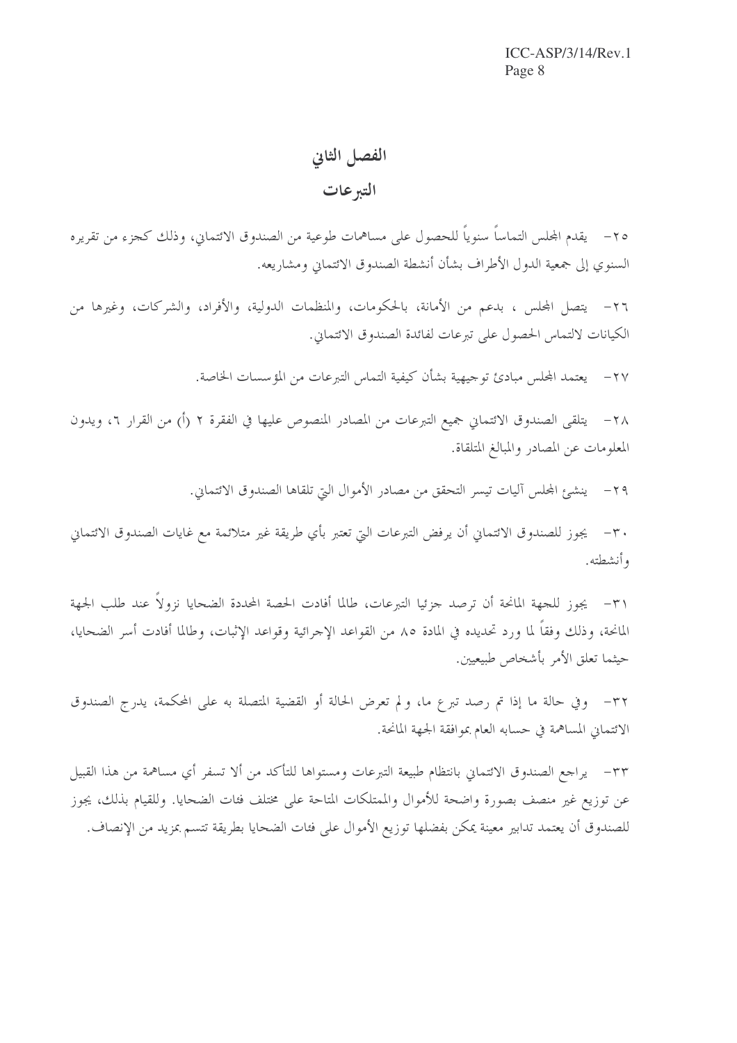# الفصل الثاني

## التبرعات

٢٥- يقدم المجلس التماساً سنوياً للحصول على مساهمات طوعية من الصندوق الائتماني، وذلك كجزء من تقريره السنوي إلى جمعية الدول الأطراف بشأن أنشطة الصندوق الائتماني ومشاريعه.

٢٦- يتصل المجلس ، بدعم من الأمانة، بالحكومات، والمنظمات الدولية، والأفراد، والشركات، وغيرها من الكيانات لالتماس الحصول على تبرعات لفائدة الصندوق الائتماني.

٢٧- يعتمد المجلس مبادئ توجيهية بشأن كيفية التماس التبرعات من المؤسسات الخاصة.

٢٨- يتلقى الصندوق الائتماني جميع التبرعات من المصادر المنصوص عليها في الفقرة ٢ (أ) من القرار ٦، ويدون المعلومات عن المصادر والمبالغ المتلقاة.

٢٩- ينشئ المجلس آليات تيسر التحقق من مصادر الأموال التي تلقاها الصندوق الائتماني.

٣٠- يجوز للصندوق الائتماني أن يرفض التبرعات التي تعتبر بأي طريقة غير متلائمة مع غايات الصندوق الائتماني وأنشطته.

٣١- يجوز للجهة المانحة أن ترصد جزئيا التبرعات، طالما أفادت الحصة المحددة الضحايا نزولاً عند طلب الجهة المانحة، وذلك وفقاً لما ورد تحديده في المادة ٨٥ من القواعد الإجرائية وقواعد الإثبات، وطالما أفادت أسر الضحايا، حيثما تعلق الأمر بأشخاص طبيعيين.

٣٢- وفي حالة ما إذا تم رصد تبرع ما، ولم تعرض الحالة أو القضية المتصلة به على المحكمة، يدرج الصندوق الائتماني المساهمة في حسابه العام بموافقة الجهة المانحة.

٣٣- يراجع الصندوق الائتماني بانتظام طبيعة التبرعات ومستواها للتأكد من ألا تسفر أي مساهمة من هذا القبيل عن توزيع غير منصف بصورة واضحة للأموال والممتلكات المتاحة على مختلف فئات الضحايا. وللقيام بذلك، يجوز للصندوق أن يعتمد تدابير معينة يمكن بفضلها توزيع الأموال على فئات الضحايا بطريقة تتسم بمزيد من الإنصاف.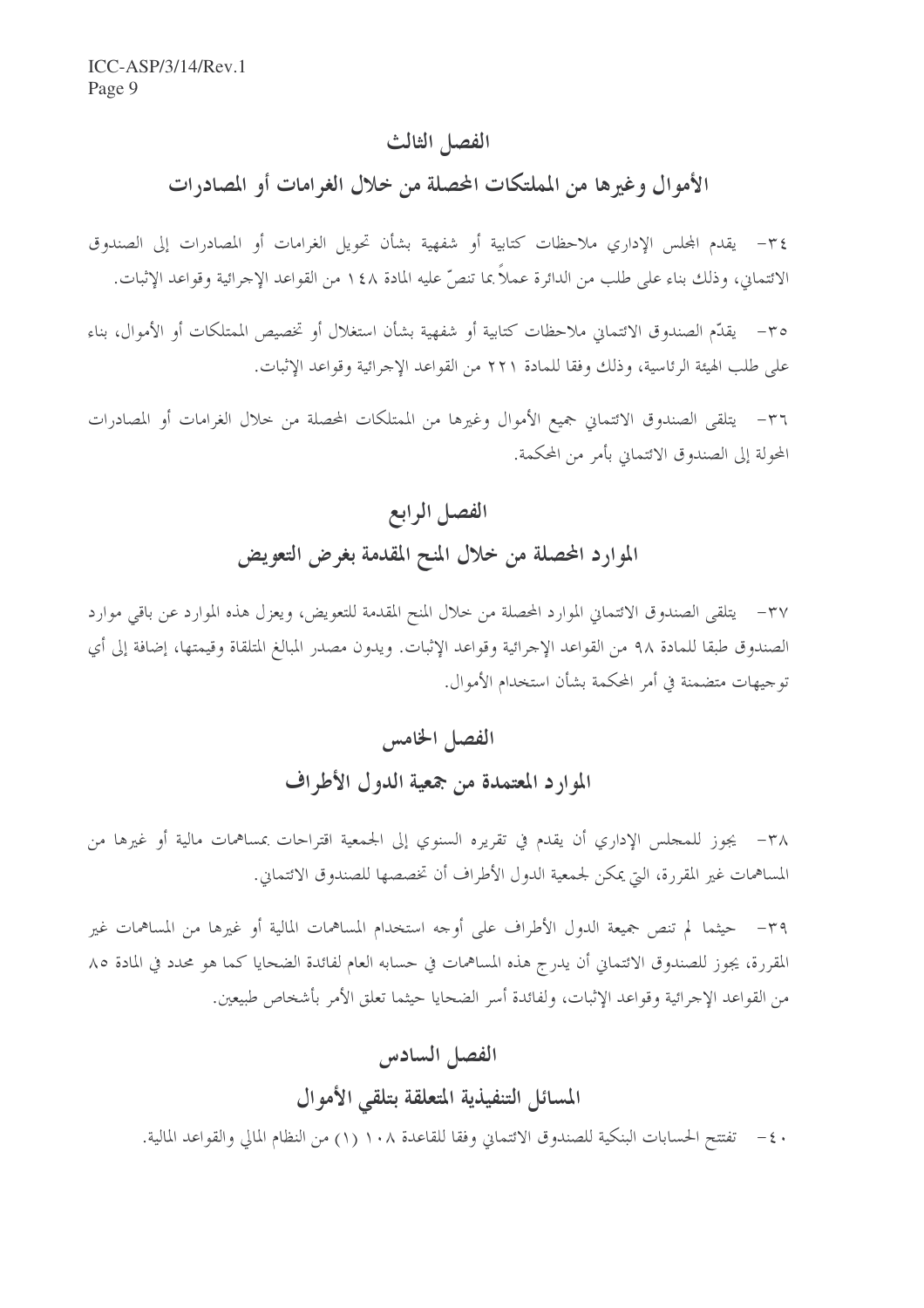## الفصل الثالث

## الأموال وغيرها من المملتكات المحصلة من خلال الغرامات أو المصادرات

٣٤- يقدم المجلس الإداري ملاحظات كتابية أو شفهية بشأن تحويل الغرامات أو المصادرات إلى الصندوق الائتماني، وذلك بناء على طلب من الدائرة عملاً بما تنصّ عليه المادة ١٤٨ من القواعد الإجرائية وقواعد الإثبات.

٣٥- يقدّم الصندوق الائتماني ملاحظات كتابية أو شفهية بشأن استغلال أو تخصيص الممتلكات أو الأموال، بناء على طلب الهيئة الرئاسية، وذلك وفقا للمادة ٢٢١ من القواعد الإجرائية وقواعد الإثبات.

٣٦- يتلقى الصندوق الائتماني جميع الأموال وغيرها من الممتلكات المحصلة من خلال الغرامات أو المصادرات المحولة إلى الصندوق الائتماني بأمر من المحكمة.

## الفصل الرابع

## الموارد المحصلة من خلال المنح المقدمة بغرض التعويض

٣٧- يتلقى الصندوق الائتماني الموارد المحصلة من خلال المنح المقدمة للتعويض، ويعزل هذه الموارد عن باقي موارد الصندوق طبقا للمادة ٩٨ من القواعد الإجرائية وقواعد الإثبات. ويدون مصدر المبالغ المتلقاة وقيمتها، إضافة إلى أي توجيهات متضمنة في أمر المحكمة بشأن استخدام الأموال.

## الفصل الخامس

## الموارد المعتمدة من جمعية الدول الأطراف

٣٨- يجوز للمجلس الإداري أن يقدم في تقريره السنوي إلى الجمعية اقتراحات بمساهمات مالية أو غيرها من المساهمات غير المقررة، التي يمكن لجمعية الدول الأطراف أن تخصصها للصندوق الائتماني.

٣٩- حيثما لم تنص جميعة الدول الأطراف على أوجه استخدام المساهمات المالية أو غيرها من المساهمات غير المقررة، يجوز للصندوق الائتماني أن يدرج هذه المساهمات في حسابه العام لفائدة الضحايا كما هو محدد في المادة ٨٥ من القواعد الإجرائية وقواعد الإثبات، ولفائدة أسر الضحايا حيثما تعلق الأمر بأشخاص طبيعين.

## الفصل السادس

## المسائل التنفيذية المتعلقة بتلقي الأموال

٤٠- تفتتح الحسابات البنكية للصندوق الائتماني وفقا للقاعدة ١٠٨ (١) من النظام المالي والقواعد المالية.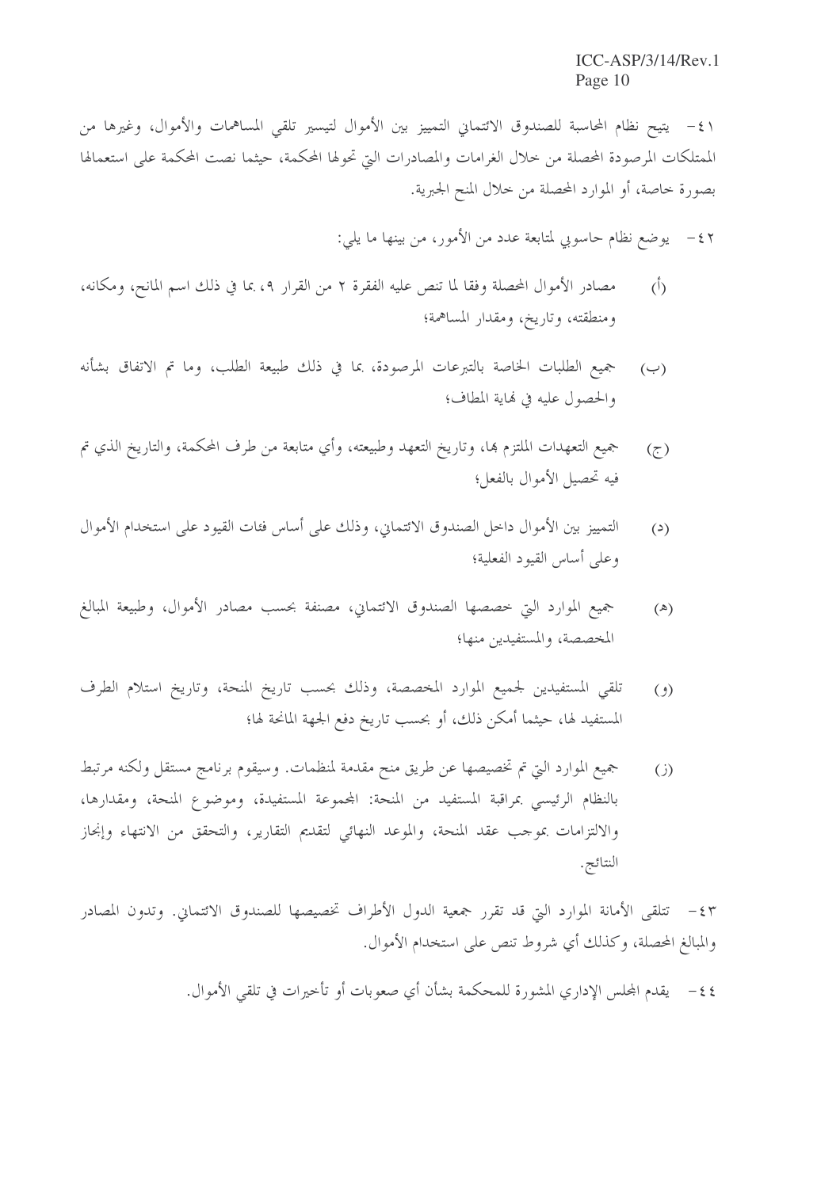٤١- يتيح نظام المحاسبة للصندوق الائتماني التمييز بين الأموال لتيسير تلقي المساهمات والأموال، وغيرها من الممتلكات المرصودة المحصلة من خلال الغرامات والمصادرات التي تحولها المحكمة، حيثما نصت المحكمة على استعمالها بصورة خاصة، أو الموارد المحصلة من خلال المنح الجبرية.

٤٢- يوضع نظام حاسوبي لمتابعة عدد من الأمور، من بينها ما يلي:

(أ) مصادر الأموال المحصلة وفقا لما تنص عليه الفقرة ٢ من القرار ٩، بما في ذلك اسم المانح، ومكانه، ومنطقته، وتاريخ، ومقدار المساهمة؛

(ب) جميع الطلبات الخاصة بالتبرعات المرصودة، بما في ذلك طبيعة الطلب، وما تم الاتفاق بشأنه والحصول عليه في نهاية المطاف؛

(ج) جميع التعهدات الملتزم بها، وتاريخ التعهد وطبيعته، وأي متابعة من طرف المحكمة، والتاريخ الذي تم فيه تحصيل الأموال بالفعل؛

(د) التمييز بين الأموال داخل الصندوق الائتماني، وذلك على أساس فئات القيود على استخدام الأموال وعلى أساس القيود الفعلية؛

(هـ) جميع الموارد التي خصصها الصندوق الائتماني، مصنفة بحسب مصادر الأموال، وطبيعة المبالغ المخصصة، والمستفيدين منها؛

(و) تلقي المستفيدين لجميع الموارد المخصصة، وذلك بحسب تاريخ المنحة، وتاريخ استلام الطرف المستفيد لها، حيثما أمكن ذلك، أو بحسب تاريخ دفع الجهة المانحة لها؛

(ز) جميع الموارد التي تم تخصيصها عن طريق منح مقدمة لمنظمات. وسيقوم برنامج مستقل ولكنه مرتبط بالنظام الرئيسي بمراقبة المستفيد من المنحة: المجموعة المستفيدة، وموضوع المنحة، ومقدارها، والالتزامات بموجب عقد المنحة، والموعد النهائي لتقديم التقارير، والتحقق من الانتهاء وإنجاز النتائج.

٤٣- تتلقى الأمانة الموارد التي قد تقرر جمعية الدول الأطراف تخصيصها للصندوق الائتماني. وتدون المصادر والمبالغ المحصلة، وكذلك أي شروط تنص على استخدام الأموال.

٤٤- يقدم المجلس الإداري المشورة للمحكمة بشأن أي صعوبات أو تأخيرات في تلقي الأموال.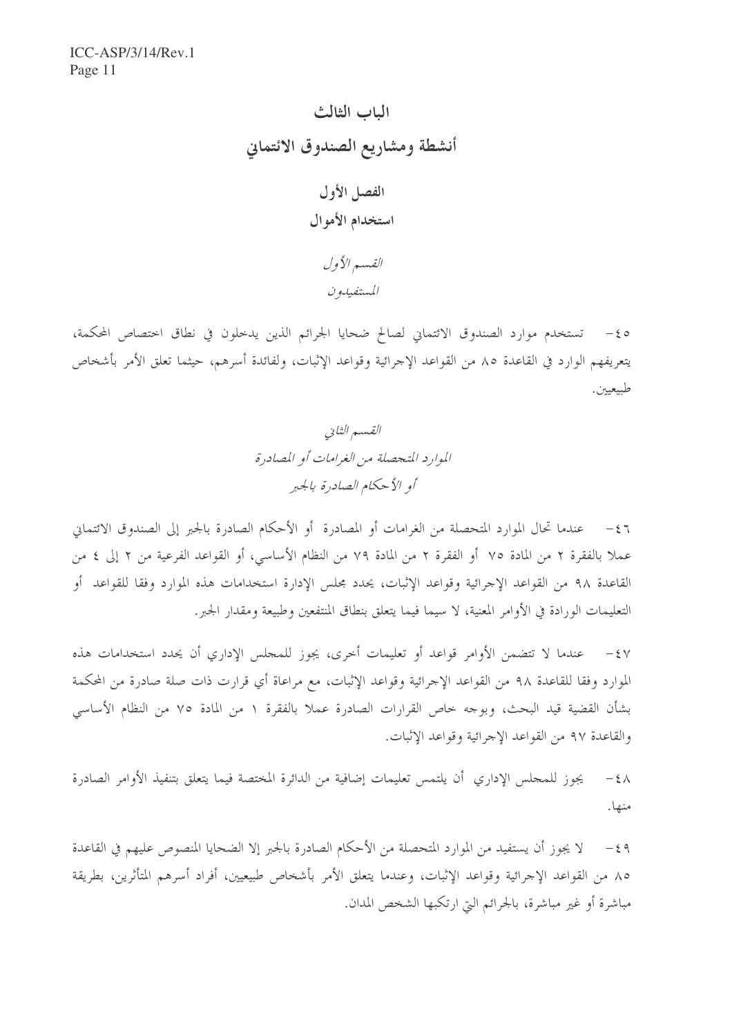# الباب الثالث

# أنشطة ومشاريع الصندوق الائتماني

## الفصل الأول

## استخدام الأموال

### *القسم الأول*

### *المستفيدون*

٤٥- تستخدم موارد الصندوق الائتماني لصالح ضحايا الجرائم الذين يدخلون في نطاق اختصاص المحكمة، بتعريفهم الوارد في القاعدة ٨٥ من القواعد الإجرائية وقواعد الإثبات، ولفائدة أسرهم، حيثما تعلق الأمر بأشخاص طبيعيين.

### *القسم الثاني*

### *الموارد المتحصلة من الغرامات أو المصادرة أو الأحكام الصادرة بالجبر*

٤٦- عندما تحال الموارد المتحصلة من الغرامات أو المصادرة أو الأحكام الصادرة بالجبر إلى الصندوق الائتماني عملا بالفقرة ٢ من المادة ٧٥ أو الفقرة ٢ من المادة ٧٩ من النظام الأساسي، أو القواعد الفرعية من ٢ إلى ٤ من القاعدة ٩٨ من القواعد الإجرائية وقواعد الإثبات، يحدد مجلس الإدارة استخدامات هذه الموارد وفقا للقواعد أو التعليمات الواردة في الأوامر المعنية، لا سيما فيما يتعلق بنطاق المنتفعين وطبيعة ومقدار الجبر.

٤٧- عندما لا تتضمن الأوامر قواعد أو تعليمات أخرى، يجوز للمجلس الإداري أن يحدد استخدامات هذه الموارد وفقا للقاعدة ٩٨ من القواعد الإجرائية وقواعد الإثبات، مع مراعاة أي قرارت ذات صلة صادرة من المحكمة بشأن القضية قيد البحث، وبوجه خاص القرارات الصادرة عملا بالفقرة ١ من المادة ٧٥ من النظام الأساسي والقاعدة ٩٧ من القواعد الإجرائية وقواعد الإثبات.

٤٨- يجوز للمجلس الإداري أن يلتمس تعليمات إضافية من الدائرة المختصة فيما يتعلق بتنفيذ الأوامر الصادرة منها.

٤٩- لا يجوز أن يستفيد من الموارد المتحصلة من الأحكام الصادرة بالجبر إلا الضحايا المنصوص عليهم في القاعدة ٨٥ من القواعد الإجرائية وقواعد الإثبات، وعندما يتعلق الأمر بأشخاص طبيعيين، أفراد أسرهم المتأثرين، بطريقة مباشرة أو غير مباشرة، بالجرائم التي ارتكبها الشخص المدان.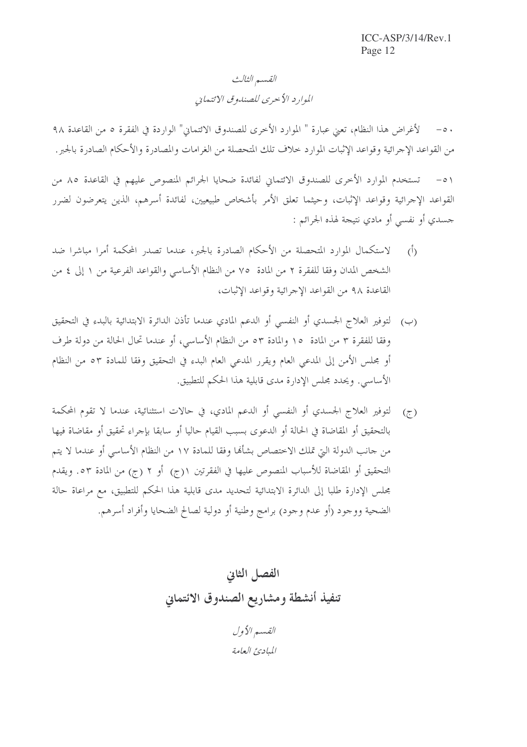*القسم الثالث*

*الموارد الأخرى للصندوق الائتماني*

٥٠- لأغراض هذا النظام، تعني عبارة " الموارد الأخرى للصندوق الائتماني" الواردة في الفقرة ٥ من القاعدة ٩٨ من القواعد الإجرائية وقواعد الإثبات الموارد خلاف تلك المتحصلة من الغرامات والمصادرة والأحكام الصادرة بالجبر.

٥١- تستخدم الموارد الأخرى للصندوق الائتماني لفائدة ضحايا الجرائم المنصوص عليهم في القاعدة ٨٥ من القواعد الإجرائية وقواعد الإثبات، وحيثما تعلق الأمر بأشخاص طبيعيين، لفائدة أسرهم، الذين يتعرضون لضرر جسدي أو نفسي أو مادي نتيجة لهذه الجرائم :

(أ) لاستكمال الموارد المتحصلة من الأحكام الصادرة بالجبر، عندما تصدر المحكمة أمرا مباشرا ضد الشخص المدان وفقا للفقرة ٢ من المادة ٧٥ من النظام الأساسي والقواعد الفرعية من ١ إلى ٤ من القاعدة ٩٨ من القواعد الإجرائية وقواعد الإثبات،

(ب) لتوفير العلاج الجسدي أو النفسي أو الدعم المادي عندما تأذن الدائرة الابتدائية بالبدء في التحقيق وفقا للفقرة ٣ من المادة ١٥ والمادة ٥٣ من النظام الأساسي، أو عندما تحال الحالة من دولة طرف أو مجلس الأمن إلى المدعي العام ويقرر المدعي العام البدء في التحقيق وفقا للمادة ٥٣ من النظام الأساسي. ويحدد مجلس الإدارة مدى قابلية هذا الحكم للتطبيق.

(ج) لتوفير العلاج الجسدي أو النفسي أو الدعم المادي، في حالات استثنائية، عندما لا تقوم المحكمة بالتحقيق أو المقاضاة في الحالة أو الدعوى بسبب القيام حاليا أو سابقا بإجراء تحقيق أو مقاضاة فيها من جانب الدولة التي تملك الاختصاص بشأنها وفقا للمادة ١٧ من النظام الأساسي أو عندما لا يتم التحقيق أو المقاضاة للأسباب المنصوص عليها في الفقرتين ١(ج) أو ٢ (ج) من المادة ٥٣. ويقدم مجلس الإدارة طلبا إلى الدائرة الابتدائية لتحديد مدى قابلية هذا الحكم للتطبيق، مع مراعاة حالة الضحية ووجود (أو عدم وجود) برامج وطنية أو دولية لصالح الضحايا وأفراد أسرهم.

## الفصل الثاني

## تنفيذ أنشطة ومشاريع الصندوق الائتماني

*القسم الأول*

*المبادئ العامة*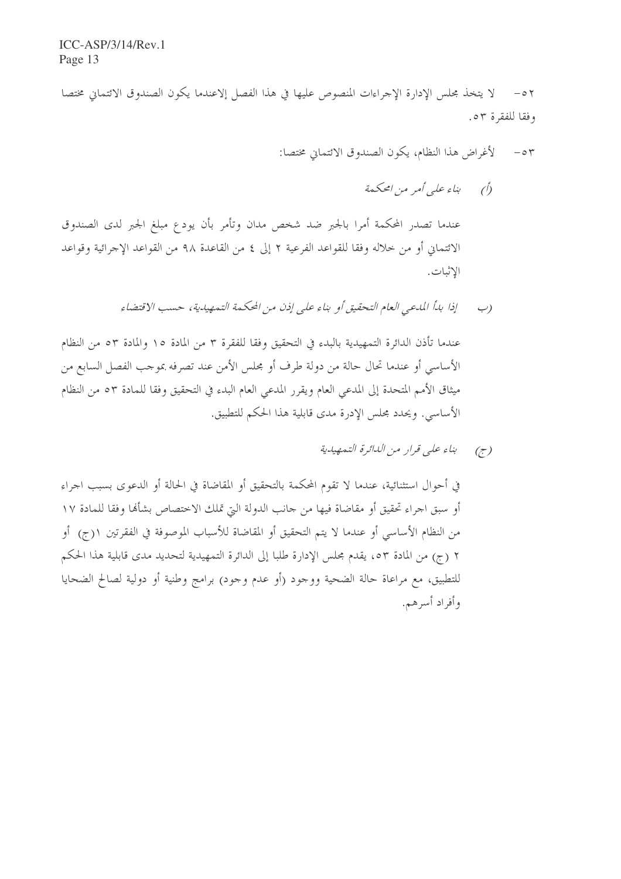٥٢- لا يتخذ مجلس الإدارة الإجراءات المنصوص عليها في هذا الفصل إلاعندما يكون الصندوق الائتماني مختصا وفقا للفقرة ٥٣.

٥٣- لأغراض هذا النظام، يكون الصندوق الائتماني مختصا:

(أ) *بناء على أمر من المحكمة*

عندما تصدر المحكمة أمرا بالجبر ضد شخص مدان وتأمر بأن يودع مبلغ الجبر لدى الصندوق الائتماني أو من خلاله وفقا للقواعد الفرعية ٢ إلى ٤ من القاعدة ٩٨ من القواعد الإجرائية وقواعد الإثبات.

(ب) *إذا بدأ المدعي العام التحقيق أو بناء على إذن من المحكمة التمهيدية، حسب الاقتضاء*

عندما تأذن الدائرة التمهيدية بالبدء في التحقيق وفقا للفقرة ٣ من المادة ١٥ والمادة ٥٣ من النظام الأساسي أو عندما تحال حالة من دولة طرف أو مجلس الأمن عند تصرفه بموجب الفصل السابع من ميثاق الأمم المتحدة إلى المدعي العام ويقرر المدعي العام البدء في التحقيق وفقا للمادة ٥٣ من النظام الأساسي. ويحدد مجلس الإدارة مدى قابلية هذا الحكم للتطبيق.

(ج) *بناء على قرار من الدائرة التمهيدية*

في أحوال استثنائية، عندما لا تقوم المحكمة بالتحقيق أو المقاضاة في الحالة أو الدعوى بسبب اجراء أو سبق اجراء تحقيق أو مقاضاة فيها من جانب الدولة التي تملك الاختصاص بشأنها وفقا للمادة ١٧ من النظام الأساسي أو عندما لا يتم التحقيق أو المقاضاة للأسباب الموصوفة في الفقرتين ١(ج) أو ٢ (ج) من المادة ٥٣، يقدم مجلس الإدارة طلبا إلى الدائرة التمهيدية لتحديد مدى قابلية هذا الحكم للتطبيق، مع مراعاة حالة الضحية ووجود (أو عدم وجود) برامج وطنية أو دولية لصالح الضحايا وأفراد أسرهم.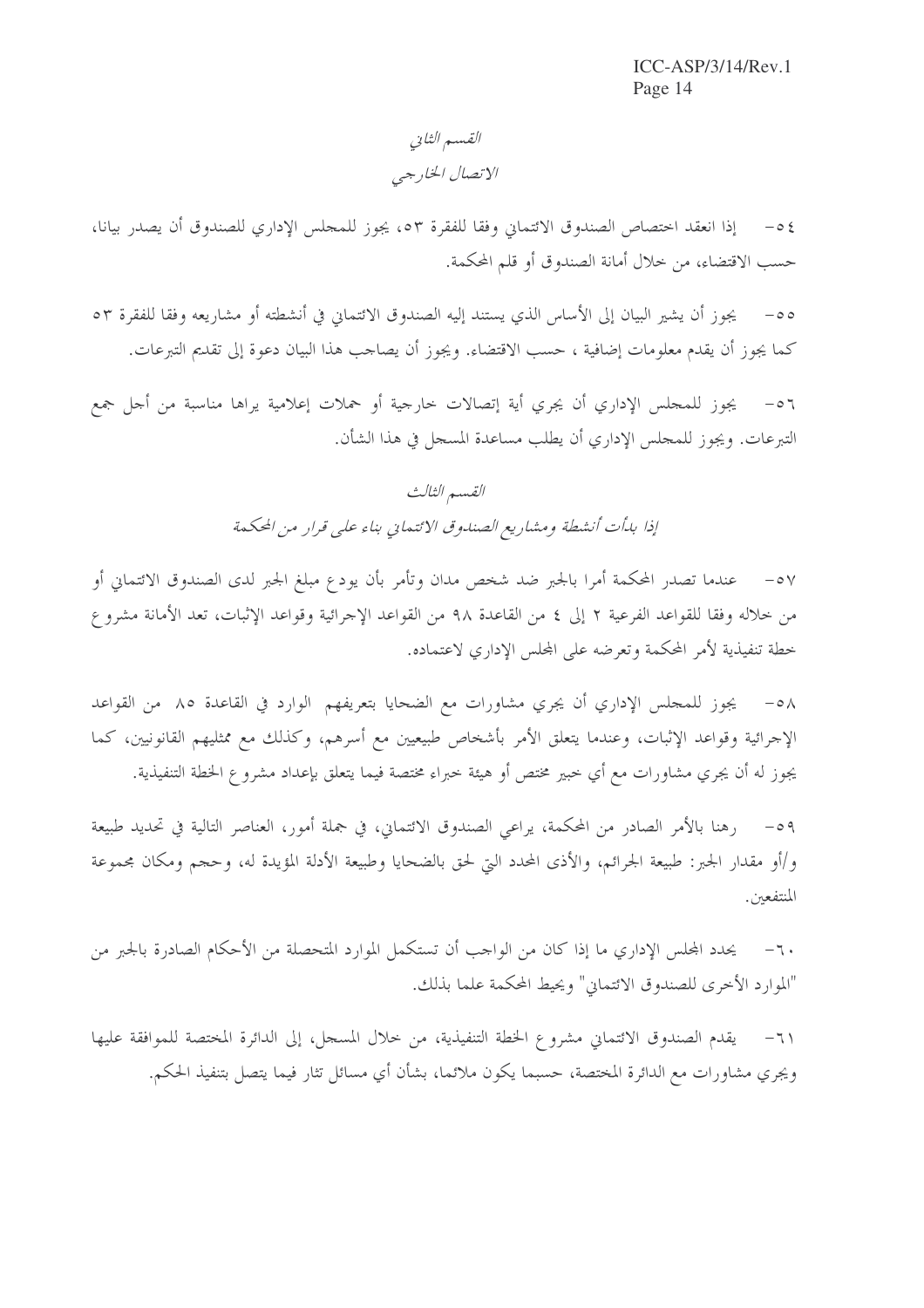*القسم الثاني*

*الاتصال الخارجي*

٥٤- إذا انعقد اختصاص الصندوق الائتماني وفقا للفقرة ٥٣، يجوز للمجلس الإداري للصندوق أن يصدر بيانا، حسب الاقتضاء، من خلال أمانة الصندوق أو قلم المحكمة.

٥٥- يجوز أن يشير البيان إلى الأساس الذي يستند إليه الصندوق الائتماني في أنشطته أو مشاريعه وفقا للفقرة ٥٣ كما يجوز أن يقدم معلومات إضافية ، حسب الاقتضاء. ويجوز أن يصاحب هذا البيان دعوة إلى تقديم التبرعات.

٥٦- يجوز للمجلس الإداري أن يجري أية إتصالات خارجية أو حملات إعلامية يراها مناسبة من أجل جمع التبرعات. ويجوز للمجلس الإداري أن يطلب مساعدة المسجل في هذا الشأن.

*القسم الثالث*

*إذا بدأت أنشطة ومشاريع الصندوق الائتماني بناء على قرار من المحكمة*

٥٧- عندما تصدر المحكمة أمرا بالجبر ضد شخص مدان وتأمر بأن يودع مبلغ الجبر لدى الصندوق الائتماني أو من خلاله وفقا للقواعد الفرعية ٢ إلى ٤ من القاعدة ٩٨ من القواعد الإجرائية وقواعد الإثبات، تعد الأمانة مشروع خطة تنفيذية لأمر المحكمة وتعرضه على المجلس الإداري لاعتماده.

٥٨- يجوز للمجلس الإداري أن يجري مشاورات مع الضحايا بتعريفهم الوارد في القاعدة ٨٥ من القواعد الإجرائية وقواعد الإثبات، وعندما يتعلق الأمر بأشخاص طبيعيين مع أسرهم، وكذلك مع ممثليهم القانونيين، كما يجوز له أن يجري مشاورات مع أي خبير مختص أو هيئة خبراء مختصة فيما يتعلق بإعداد مشروع الخطة التنفيذية.

٥٩- رهنا بالأمر الصادر من المحكمة، يراعي الصندوق الائتماني، في جملة أمور، العناصر التالية في تحديد طبيعة و/أو مقدار الجبر: طبيعة الجرائم، والأذى المحدد التي لحق بالضحايا وطبيعة الأدلة المؤيدة له، وحجم ومكان مجموعة المنتفعين.

٦٠- يحدد المجلس الإداري ما إذا كان من الواجب أن تستكمل الموارد المتحصلة من الأحكام الصادرة بالجبر من "الموارد الأخرى للصندوق الائتماني" ويحيط المحكمة علما بذلك.

٦١- يقدم الصندوق الائتماني مشروع الخطة التنفيذية، من خلال المسجل، إلى الدائرة المختصة للموافقة عليها ويجري مشاورات مع الدائرة المختصة، حسبما يكون ملائما، بشأن أي مسائل تثار فيما يتصل بتنفيذ الحكم.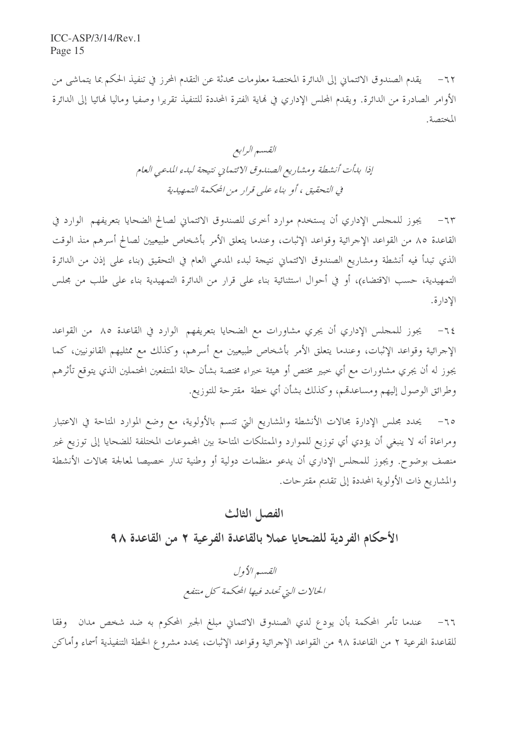٦٢- يقدم الصندوق الائتماني إلى الدائرة المختصة معلومات محدثة عن التقدم المحرز في تنفيذ الحكم بما يتماشى من الأوامر الصادرة من الدائرة. ويقدم المجلس الإداري في نهاية الفترة المحددة للتنفيذ تقريرا وصفيا وماليا نهائيا إلى الدائرة المختصة.

*القسم الرابع*
*إذا بدأت أنشطة ومشاريع الصندوق الائتماني نتيجة لبدء المدعي العام في التحقيق ، أو بناء على قرار من المحكمة التمهيدية*

٦٣- يجوز للمجلس الإداري أن يستخدم موارد أخرى للصندوق الائتماني لصالح الضحايا بتعريفهم الوارد في القاعدة ٨٥ من القواعد الإجرائية وقواعد الإثبات، وعندما يتعلق الأمر بأشخاص طبيعيين لصالح أسرهم منذ الوقت الذي تبدأ فيه أنشطة ومشاريع الصندوق الائتماني نتيجة لبدء المدعي العام في التحقيق (بناء على إذن من الدائرة التمهيدية، حسب الاقتضاء)، أو في أحوال استثنائية بناء على قرار من الدائرة التمهيدية بناء على طلب من مجلس الإدارة.

٦٤- يجوز للمجلس الإداري أن يجري مشاورات مع الضحايا بتعريفهم الوارد في القاعدة ٨٥ من القواعد الإجرائية وقواعد الإثبات، وعندما يتعلق الأمر بأشخاص طبيعيين مع أسرهم، وكذلك مع ممثليهم القانونيين، كما يجوز له أن يجري مشاورات مع أي خبير مختص أو هيئة خبراء مختصة بشأن حالة المنتفعين المحتملين الذي يتوقع تأثرهم وطرائق الوصول إليهم ومساعدتهم، وكذلك بشأن أي خطة مقترحة للتوزيع.

٦٥- يحدد مجلس الإدارة مجالات الأنشطة والمشاريع التي تتسم بالأولوية، مع وضع الموارد المتاحة في الاعتبار ومراعاة أنه لا ينبغي أن يؤدي أي توزيع للموارد والممتلكات المتاحة بين المجموعات المختلفة للضحايا إلى توزيع غير منصف بوضوح. ويجوز للمجلس الإداري أن يدعو منظمات دولية أو وطنية تدار خصيصا لمعالجة مجالات الأنشطة والمشاريع ذات الأولوية المحددة إلى تقديم مقترحات.

## الفصل الثالث

## الأحكام الفردية للضحايا عملا بالقاعدة الفرعية ٢ من القاعدة ٩٨

*القسم الأول*
*الحالات التي تحدد فيها المحكمة كل منتفع*

٦٦- عندما تأمر المحكمة بأن يودع لدي الصندوق الائتماني مبلغ الجبر المحكوم به ضد شخص مدان وفقا للقاعدة الفرعية ٢ من القاعدة ٩٨ من القواعد الإجرائية وقواعد الإثبات، يحدد مشروع الخطة التنفيذية أسماء وأماكن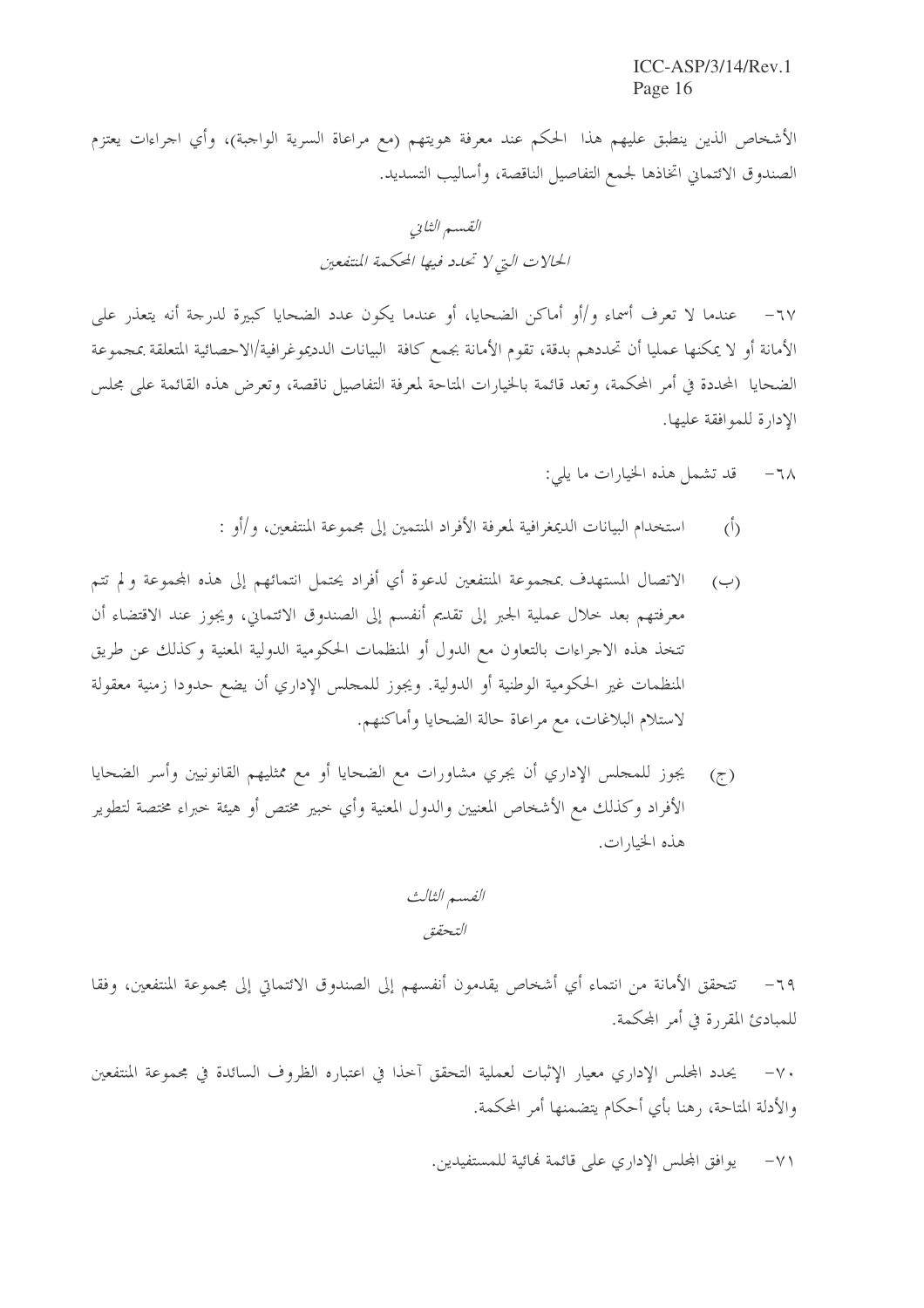الأشخاص الذين ينطبق عليهم هذا الحكم عند معرفة هويتهم (مع مراعاة السرية الواجبة)، وأي اجراءات يعتزم الصندوق الائتماني اتخاذها لجمع التفاصيل الناقصة، وأساليب التسديد.

## *القسم الثاني*
## *الحالات التي لا تحدد فيها المحكمة المنتفعين*

٦٧- عندما لا تعرف أسماء و/أو أماكن الضحايا، أو عندما يكون عدد الضحايا كبيرة لدرجة أنه يتعذر على الأمانة أو لا يمكنها عمليا أن تحددهم بدقة، تقوم الأمانة بجمع كافة البيانات الدديموغرافية/الاحصائية المتعلقة بمجموعة الضحايا المحددة في أمر المحكمة، وتعد قائمة بالخيارات المتاحة لمعرفة التفاصيل ناقصة، وتعرض هذه القائمة على مجلس الإدارة للموافقة عليها.

٦٨- قد تشمل هذه الخيارات ما يلي:

(أ) استخدام البيانات الديمغرافية لمعرفة الأفراد المنتمين إلى مجموعة المنتفعين، و/أو :

(ب) الاتصال المستهدف بمجموعة المنتفعين لدعوة أي أفراد يحتمل انتمائهم إلى هذه المجموعة ولم تتم معرفتهم بعد خلال عملية الجبر إلى تقديم أنفسم إلى الصندوق الائتماني، ويجوز عند الاقتضاء أن تتخذ هذه الاجراءات بالتعاون مع الدول أو المنظمات الحكومية الدولية المعنية وكذلك عن طريق المنظمات غير الحكومية الوطنية أو الدولية. ويجوز للمجلس الإداري أن يضع حدودا زمنية معقولة لاستلام البلاغات، مع مراعاة حالة الضحايا وأماكنهم.

(ج) يجوز للمجلس الإداري أن يجري مشاورات مع الضحايا أو مع ممثليهم القانونيين وأسر الضحايا الأفراد وكذلك مع الأشخاص المعنيين والدول المعنية وأي خبير مختص أو هيئة خبراء مختصة لتطوير هذه الخيارات.

## *القسم الثالث*
## *التحقق*

٦٩- تتحقق الأمانة من انتماء أي أشخاص يقدمون أنفسهم إلى الصندوق الائتماني إلى مجموعة المنتفعين، وفقا للمبادئ المقررة في أمر المحكمة.

٧٠- يحدد المجلس الإداري معيار الإثبات لعملية التحقق آخذا في اعتباره الظروف السائدة في مجموعة المنتفعين والأدلة المتاحة، رهنا بأي أحكام يتضمنها أمر المحكمة.

٧١- يوافق المجلس الإداري على قائمة نهائية للمستفيدين.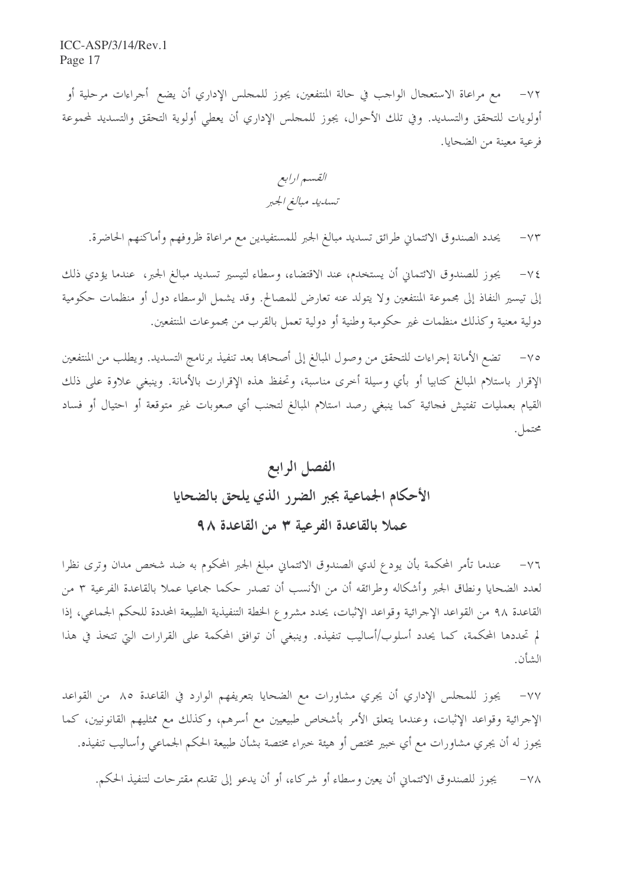٧٢- مع مراعاة الاستعجال الواجب في حالة المنتفعين، يجوز للمجلس الإداري أن يضع أجراءات مرحلية أو أولويات للتحقق والتسديد. وفي تلك الأحوال، يجوز للمجلس الإداري أن يعطي أولوية التحقق والتسديد لمجموعة فرعية معينة من الضحايا.

*القسم ارابع*

*تسديد مبالغ الجبر*

٧٣- يحدد الصندوق الائتماني طرائق تسديد مبالغ الجبر للمستفيدين مع مراعاة ظروفهم وأماكنهم الحاضرة.

٧٤- يجوز للصندوق الائتماني أن يستخدم، عند الاقتضاء، وسطاء لتيسير تسديد مبالغ الجبر، عندما يؤدي ذلك إلى تيسير النفاذ إلى مجموعة المنتفعين ولا يتولد عنه تعارض للمصالح. وقد يشمل الوسطاء دول أو منظمات حكومية دولية معنية وكذلك منظمات غير حكومية وطنية أو دولية تعمل بالقرب من مجموعات المنتفعين.

٧٥- تضع الأمانة إجراءات للتحقق من وصول المبالغ إلى أصحابها بعد تنفيذ برنامج التسديد. ويطلب من المنتفعين الإقرار باستلام المبالغ كتابيا أو بأي وسيلة أخرى مناسبة، وتحفظ هذه الإقرارات بالأمانة. وينبغي علاوة على ذلك القيام بعمليات تفتيش فجائية كما ينبغي رصد استلام المبالغ لتجنب أي صعوبات غير متوقعة أو احتيال أو فساد محتمل.

# الفصل الرابع
# الأحكام الجماعية بجبر الضرر الذي يلحق بالضحايا
# عملا بالقاعدة الفرعية ٣ من القاعدة ٩٨

٧٦- عندما تأمر المحكمة بأن يودع لدي الصندوق الائتماني مبلغ الجبر المحكوم به ضد شخص مدان وترى نظرا لعدد الضحايا ونطاق الجبر وأشكاله وطرائقه أن من الأنسب أن تصدر حكما جماعيا عملا بالقاعدة الفرعية ٣ من القاعدة ٩٨ من القواعد الإجرائية وقواعد الإثبات، يحدد مشروع الخطة التنفيذية الطبيعة المحددة للحكم الجماعي، إذا لم تحددها المحكمة، كما يحدد أسلوب/أساليب تنفيذه. وينبغي أن توافق المحكمة على القرارات التي تتخذ في هذا الشأن.

٧٧- يجوز للمجلس الإداري أن يجري مشاورات مع الضحايا بتعريفهم الوارد في القاعدة ٨٥ من القواعد الإجرائية وقواعد الإثبات، وعندما يتعلق الأمر بأشخاص طبيعيين مع أسرهم، وكذلك مع ممثليهم القانونيين، كما يجوز له أن يجري مشاورات مع أي خبير مختص أو هيئة خبراء مختصة بشأن طبيعة الحكم الجماعي وأساليب تنفيذه.

٧٨- يجوز للصندوق الائتماني أن يعين وسطاء أو شركاء، أو أن يدعو إلى تقديم مقترحات لتنفيذ الحكم.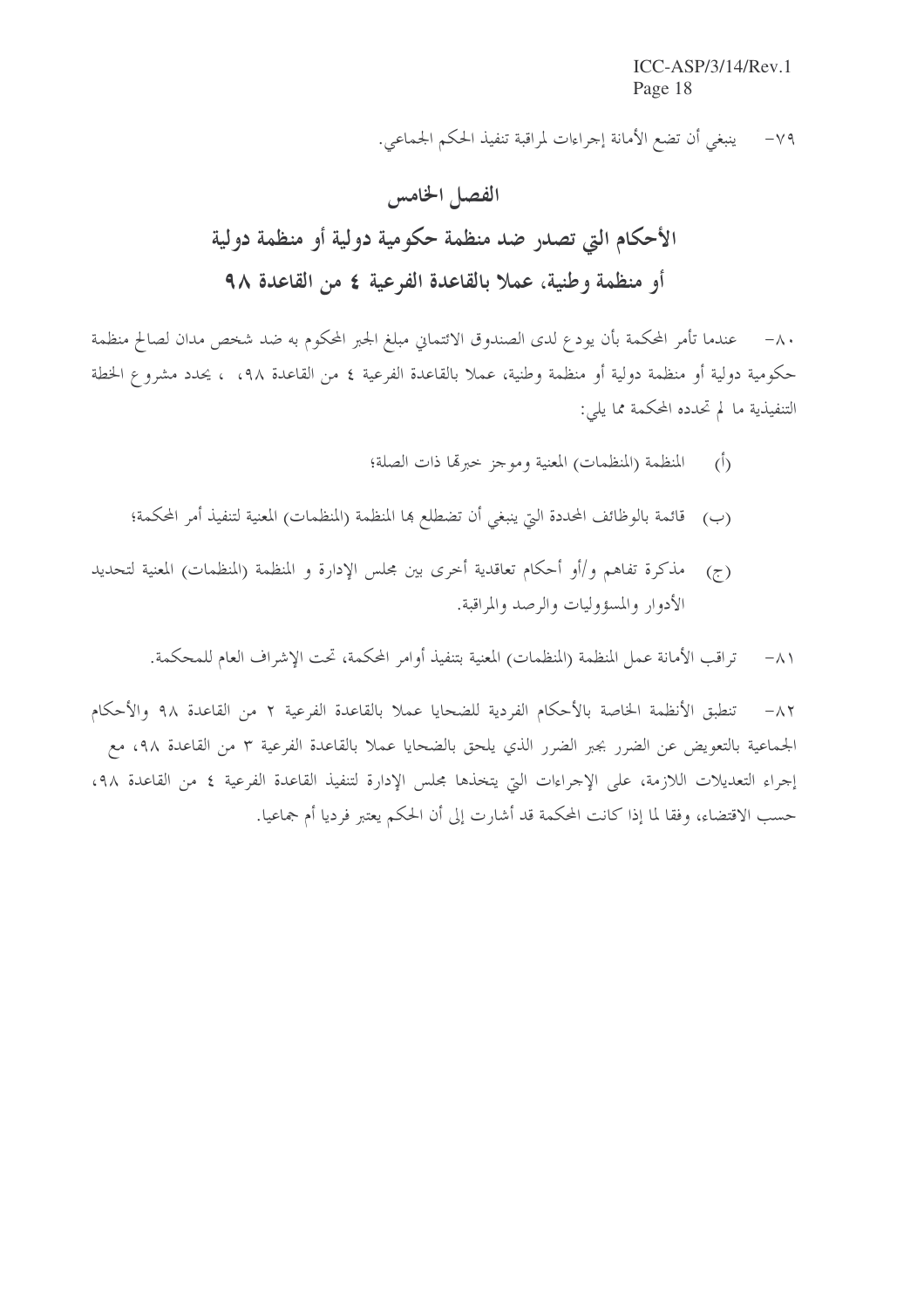٧٩- ينبغي أن تضع الأمانة إجراءات لمراقبة تنفيذ الحكم الجماعي.

## الفصل الخامس

## الأحكام التي تصدر ضد منظمة حكومية دولية أو منظمة دولية أو منظمة وطنية، عملا بالقاعدة الفرعية ٤ من القاعدة ٩٨

٨٠- عندما تأمر المحكمة بأن يودع لدى الصندوق الائتماني مبلغ الجبر المحكوم به ضد شخص مدان لصالح منظمة حكومية دولية أو منظمة دولية أو منظمة وطنية، عملا بالقاعدة الفرعية ٤ من القاعدة ٩٨، ، يحدد مشروع الخطة التنفيذية ما لم تحدده المحكمة مما يلي:

(أ) المنظمة (المنظمات) المعنية وموجز خبرتها ذات الصلة؛

(ب) قائمة بالوظائف المحددة التي ينبغي أن تضطلع بها المنظمة (المنظمات) المعنية لتنفيذ أمر المحكمة؛

(ج) مذكرة تفاهم و/أو أحكام تعاقدية أخرى بين مجلس الإدارة و المنظمة (المنظمات) المعنية لتحديد الأدوار والمسؤوليات والرصد والمراقبة.

٨١- تراقب الأمانة عمل المنظمة (المنظمات) المعنية بتنفيذ أوامر المحكمة، تحت الإشراف العام للمحكمة.

٨٢- تنطبق الأنظمة الخاصة بالأحكام الفردية للضحايا عملا بالقاعدة الفرعية ٢ من القاعدة ٩٨ والأحكام الجماعية بالتعويض عن الضرر بجبر الضرر الذي يلحق بالضحايا عملا بالقاعدة الفرعية ٣ من القاعدة ٩٨، مع إجراء التعديلات اللازمة، على الإجراءات التي يتخذها مجلس الإدارة لتنفيذ القاعدة الفرعية ٤ من القاعدة ٩٨، حسب الاقتضاء، وفقا لما إذا كانت المحكمة قد أشارت إلى أن الحكم يعتبر فرديا أم جماعيا.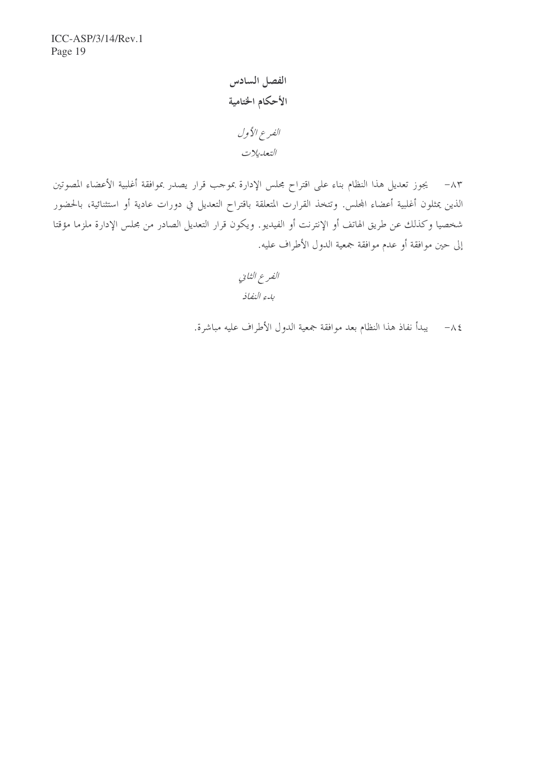## الفصل السادس
## الأحكام الختامية

### *الفرع الأول*
### *التعديلات*

٨٣- يجوز تعديل هذا النظام بناء على اقتراح مجلس الإدارة بموجب قرار يصدر بموافقة أغلبية الأعضاء المصوتين الذين يمثلون أغلبية أعضاء المجلس. وتتخذ القرارت المتعلقة باقتراح التعديل في دورات عادية أو استثنائية، بالحضور شخصيا وكذلك عن طريق الهاتف أو الإنترنت أو الفيديو. ويكون قرار التعديل الصادر من مجلس الإدارة ملزما مؤقتا إلى حين موافقة أو عدم موافقة جمعية الدول الأطراف عليه.

### *الفرع الثاني*
### *بدء النفاذ*

٨٤- يبدأ نفاذ هذا النظام بعد موافقة جمعية الدول الأطراف عليه مباشرة.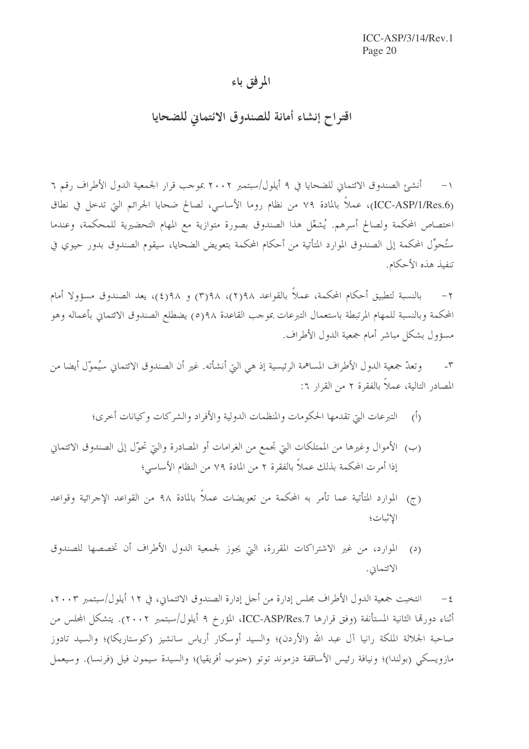# المرفق باء

## اقتراح إنشاء أمانة للصندوق الائتماني للضحايا

١- أنشئ الصندوق الائتماني للضحايا في ٩ أيلول/سبتمبر ٢٠٠٢ بموجب قرار الجمعية الدول الأطراف رقم ٦ (ICC-ASP/1/Res.6)، عملاً بالمادة ٧٩ من نظام روما الأساسي، لصالح ضحايا الجرائم التي تدخل في نطاق اختصاص المحكمة ولصالح أسرهم. يُشغّل هذا الصندوق بصورة متوازية مع المهام التحضيرية للمحكمة، وعندما ستُحوِّل المحكمة إلى الصندوق الموارد المتأتية من أحكام المحكمة بتعويض الضحايا، سيقوم الصندوق بدور حيوي في تنفيذ هذه الأحكام.

٢- بالنسبة لتطبيق أحكام المحكمة، عملاً بالقواعد ٩٨(٢)، ٩٨(٣) و ٩٨(٤)، يعد الصندوق مسؤولا أمام المحكمة وبالنسبة للمهام المرتبطة باستعمال التبرعات بموجب القاعدة ٩٨(٥) يضطلع الصندوق الائتماني بأعماله وهو مسؤول بشكل مباشر أمام جمعية الدول الأطراف.

٣- وتعدّ جمعية الدول الأطراف المساهمة الرئيسية إذ هي التي أنشأته. غير أن الصندوق الائتماني سيُموّل أيضا من المصادر التالية، عملاً بالفقرة ٢ من القرار ٦:

(أ) التبرعات التي تقدمها الحكومات والمنظمات الدولية والأفراد والشركات وكيانات أخرى؛

(ب) الأموال وغيرها من الممتلكات التي تجمع من الغرامات أو المصادرة والتي تحوّل إلى الصندوق الائتماني إذا أمرت المحكمة بذلك عملاً بالفقرة ٢ من المادة ٧٩ من النظام الأساسي؛

(ج) الموارد المتأتية عما تأمر به المحكمة من تعويضات عملاً بالمادة ٩٨ من القواعد الإجرائية وقواعد الإثبات؛

(د) الموارد، من غير الاشتراكات المقررة، التي يجوز لجمعية الدول الأطراف أن تخصصها للصندوق الائتماني.

٤- انتخبت جمعية الدول الأطراف مجلس إدارة من أجل إدارة الصندوق الائتماني، في ١٢ أيلول/سبتمبر ٢٠٠٣، أثناء دورتها الثانية المستأنفة (وفق قرارها ICC-ASP/Res.7، المؤرخ ٩ أيلول/سبتمبر ٢٠٠٢). يتشكل المجلس من صاحبة الجلالة الملكة رانيا آل عبد الله (الأردن)؛ والسيد أوسكار أرياس سانشيز (كوستاريكا)؛ والسيد تادوز مازويسكي (بولندا)؛ ونيافة رئيس الأساقفة دزموند توتو (جنوب أفريقيا)؛ والسيدة سيمون فيل (فرنسا). وسيعمل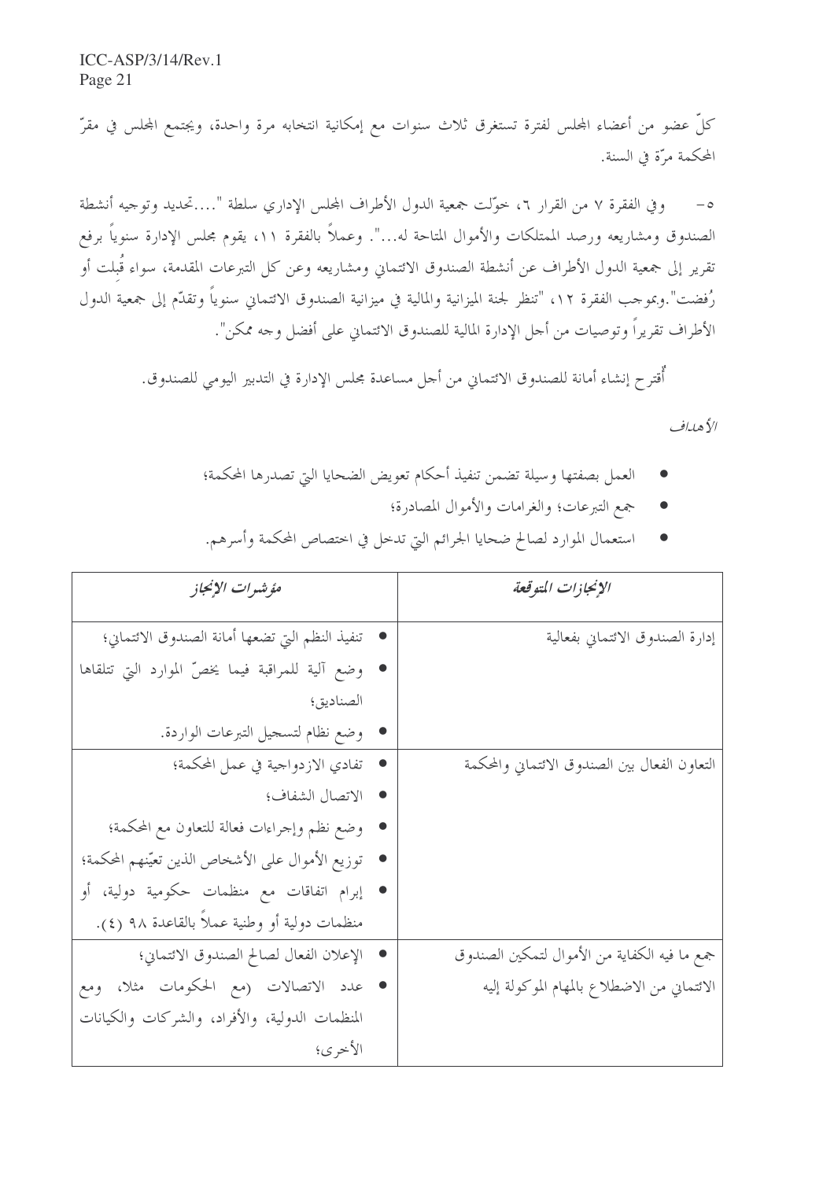كلّ عضو من أعضاء المجلس لفترة تستغرق ثلاث سنوات مع إمكانية انتخابه مرة واحدة، ويجتمع المجلس في مقرّ المحكمة مرّة في السنة.

٥- وفي الفقرة ٧ من القرار ٦، خوّلت جمعية الدول الأطراف المجلس الإداري سلطة "....تحديد وتوجيه أنشطة الصندوق ومشاريعه ورصد الممتلكات والأموال المتاحة له...". وعملاً بالفقرة ١١، يقوم مجلس الإدارة سنوياً برفع تقرير إلى جمعية الدول الأطراف عن أنشطة الصندوق الائتماني ومشاريعه وعن كل التبرعات المقدمة، سواء قُبلت أو رُفضت". وبموجب الفقرة ١٢، "تنظر لجنة الميزانية والمالية في ميزانية الصندوق الائتماني سنوياً وتقدّم إلى جمعية الدول الأطراف تقريراً وتوصيات من أجل الإدارة المالية للصندوق الائتماني على أفضل وجه ممكن".

أُقترح إنشاء أمانة للصندوق الائتماني من أجل مساعدة مجلس الإدارة في التدبير اليومي للصندوق.

*الأهداف*

- العمل بصفتها وسيلة تضمن تنفيذ أحكام تعويض الضحايا التي تصدرها المحكمة؛
- جمع التبرعات؛ والغرامات والأموال المصادرة؛
- استعمال الموارد لصالح ضحايا الجرائم التي تدخل في اختصاص المحكمة وأسرهم.

| *الإنجازات المتوقعة* | *مؤشرات الإنجاز* |
|---|---|
| إدارة الصندوق الائتماني بفعالية | • تنفيذ النظم التي تضعها أمانة الصندوق الائتماني؛<br>• وضع آلية للمراقبة فيما يخصّ الموارد التي تتلقاها الصناديق؛<br>• وضع نظام لتسجيل التبرعات الواردة. |
| التعاون الفعال بين الصندوق الائتماني والمحكمة | • تفادي الازدواجية في عمل المحكمة؛<br>• الاتصال الشفاف؛<br>• وضع نظم وإجراءات فعالة للتعاون مع المحكمة؛<br>• توزيع الأموال على الأشخاص الذين تعيّنهم المحكمة؛<br>• إبرام اتفاقات مع منظمات حكومية دولية، أو منظمات دولية أو وطنية عملاً بالقاعدة ٩٨ (٤). |
| جمع ما فيه الكفاية من الأموال لتمكين الصندوق الائتماني من الاضطلاع بالمهام الموكولة إليه | • الإعلان الفعال لصالح الصندوق الائتماني؛<br>• عدد الاتصالات (مع الحكومات مثلا، ومع المنظمات الدولية، والأفراد، والشركات والكيانات الأخرى؛ |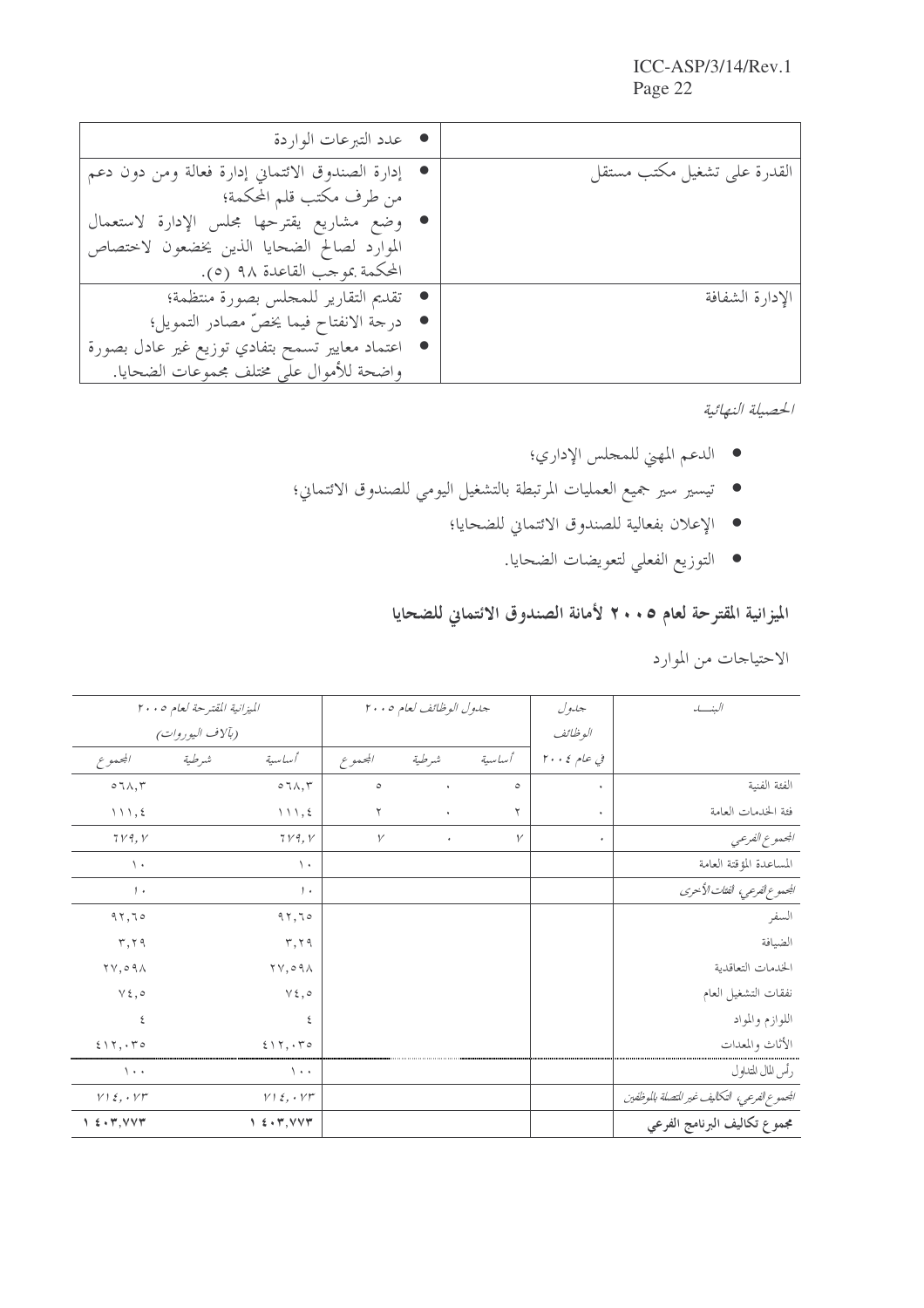| | |
|---|---|
| | • عدد التبرعات الواردة |
| القدرة على تشغيل مكتب مستقل | • إدارة الصندوق الائتماني إدارة فعالة ومن دون دعم من طرف مكتب قلم المحكمة؛ • وضع مشاريع يقترحها مجلس الإدارة لاستعمال الموارد لصالح الضحايا الذين يخضعون لاختصاص المحكمة بموجب القاعدة ٩٨ (٥). |
| الإدارة الشفافة | • تقديم التقارير للمجلس بصورة منتظمة؛ • درجة الانفتاح فيما يخصّ مصادر التمويل؛ • اعتماد معايير تسمح بتفادي توزيع غير عادل بصورة واضحة للأموال على مختلف مجموعات الضحايا. |

*الحصيلة النهائية*

- الدعم المهني للمجلس الإداري؛
- تيسير سير جميع العمليات المرتبطة بالتشغيل اليومي للصندوق الائتماني؛
- الإعلان بفعالية للصندوق الائتماني للضحايا؛
- التوزيع الفعلي لتعويضات الضحايا.

## الميزانية المقترحة لعام ٢٠٠٥ لأمانة الصندوق الائتماني للضحايا

الاحتياجات من الموارد

| البنـــد | جدول الوظائف في عام ٢٠٠٤ | جدول الوظائف لعام ٢٠٠٥ | | | الميزانية المقترحة لعام ٢٠٠٥ (بآلاف اليوروات) | | |
|---|---|---|---|---|---|---|---|
| | | أساسية | شرطية | المجموع | أساسية | شرطية | المجموع |
| الفئة الفنية | ٠ | ٥ | ٠ | ٥ | ٥٦٨,٣ | | ٥٦٨,٣ |
| فئة الخدمات العامة | ٠ | ٢ | ٠ | ٢ | ١١١,٤ | | ١١١,٤ |
| *المجموع الفرعي* | ٠ | ٧ | ٠ | ٧ | ٦٧٩,٧ | | ٦٧٩,٧ |
| المساعدة المؤقتة العامة | | | | | ١٠ | | ١٠ |
| *المجموع الفرعي، الفئات الأخرى* | | | | | ١٠ | | ١٠ |
| السفر | | | | | ٩٢,٦٥ | | ٩٢,٦٥ |
| الضيافة | | | | | ٣,٢٩ | | ٣,٢٩ |
| الخدمات التعاقدية | | | | | ٢٧,٥٩٨ | | ٢٧,٥٩٨ |
| نفقات التشغيل العام | | | | | ٧٤,٥ | | ٧٤,٥ |
| اللوازم والمواد | | | | | ٤ | | ٤ |
| الأثاث والمعدات | | | | | ٤١٢,٠٣٥ | | ٤١٢,٠٣٥ |
| رأس المال المتداول | | | | | ١٠٠ | | ١٠٠ |
| *المجموع الفرعي، التكاليف غير المتصلة بالموظفين* | | | | | ٧١٤,٠٧٣ | | ٧١٤,٠٧٣ |
| **مجموع تكاليف البرنامج الفرعي** | | | | | **١ ٤٠٣,٧٧٣** | | **١ ٤٠٣,٧٧٣** |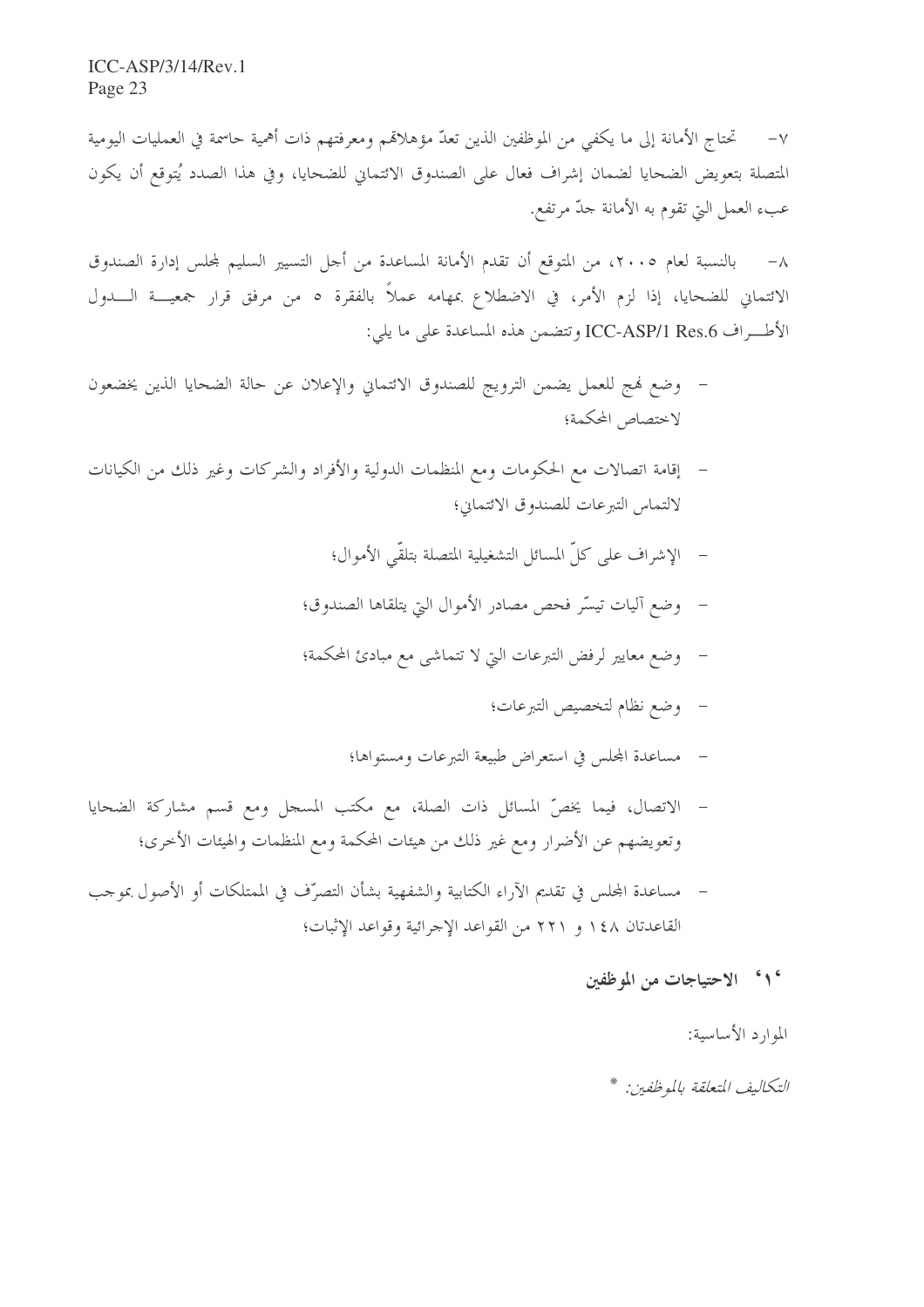٧- تحتاج الأمانة إلى ما يكفي من الموظفين الذين تعدّ مؤهلاتهم ومعرفتهم ذات أهمية حاسمة في العمليات اليومية المتصلة بتعويض الضحايا لضمان إشراف فعال على الصندوق الائتماني للضحايا، وفي هذا الصدد يُتوقع أن يكون عبء العمل التي تقوم به الأمانة جدّ مرتفع.

٨- بالنسبة لعام ٢٠٠٥، من المتوقع أن تقدم الأمانة المساعدة من أجل التسيير السليم لمجلس إدارة الصندوق الائتماني للضحايا، إذا لزم الأمر، في الاضطلاع بمهامه عملاً بالفقرة ٥ من مرفق قرار جمعية الدول الأطراف ICC-ASP/1 Res.6 وتتضمن هذه المساعدة على ما يلي:

- وضع نهج للعمل يضمن الترويج للصندوق الائتماني والإعلان عن حالة الضحايا الذين يخضعون لاختصاص المحكمة؛
- إقامة اتصالات مع الحكومات ومع المنظمات الدولية والأفراد والشركات وغير ذلك من الكيانات لالتماس التبرعات للصندوق الائتماني؛
- الإشراف على كلّ المسائل التشغيلية المتصلة بتلقّي الأموال؛
- وضع آليات تيسّر فحص مصادر الأموال التي يتلقاها الصندوق؛
- وضع معايير لرفض التبرعات التي لا تتماشى مع مبادئ المحكمة؛
- وضع نظام لتخصيص التبرعات؛
- مساعدة المجلس في استعراض طبيعة التبرعات ومستواها؛
- الاتصال، فيما يخصّ المسائل ذات الصلة، مع مكتب المسجل ومع قسم مشاركة الضحايا وتعويضهم عن الأضرار ومع غير ذلك من هيئات المحكمة ومع المنظمات والهيئات الأخرى؛
- مساعدة المجلس في تقديم الآراء الكتابية والشفهية بشأن التصرّف في الممتلكات أو الأصول بموجب القاعدتان ١٤٨ و ٢٢١ من القواعد الإجرائية وقواعد الإثبات؛

### '١' الاحتياجات من الموظفين

الموارد الأساسية:

*التكاليف المتعلقة بالموظفين:* *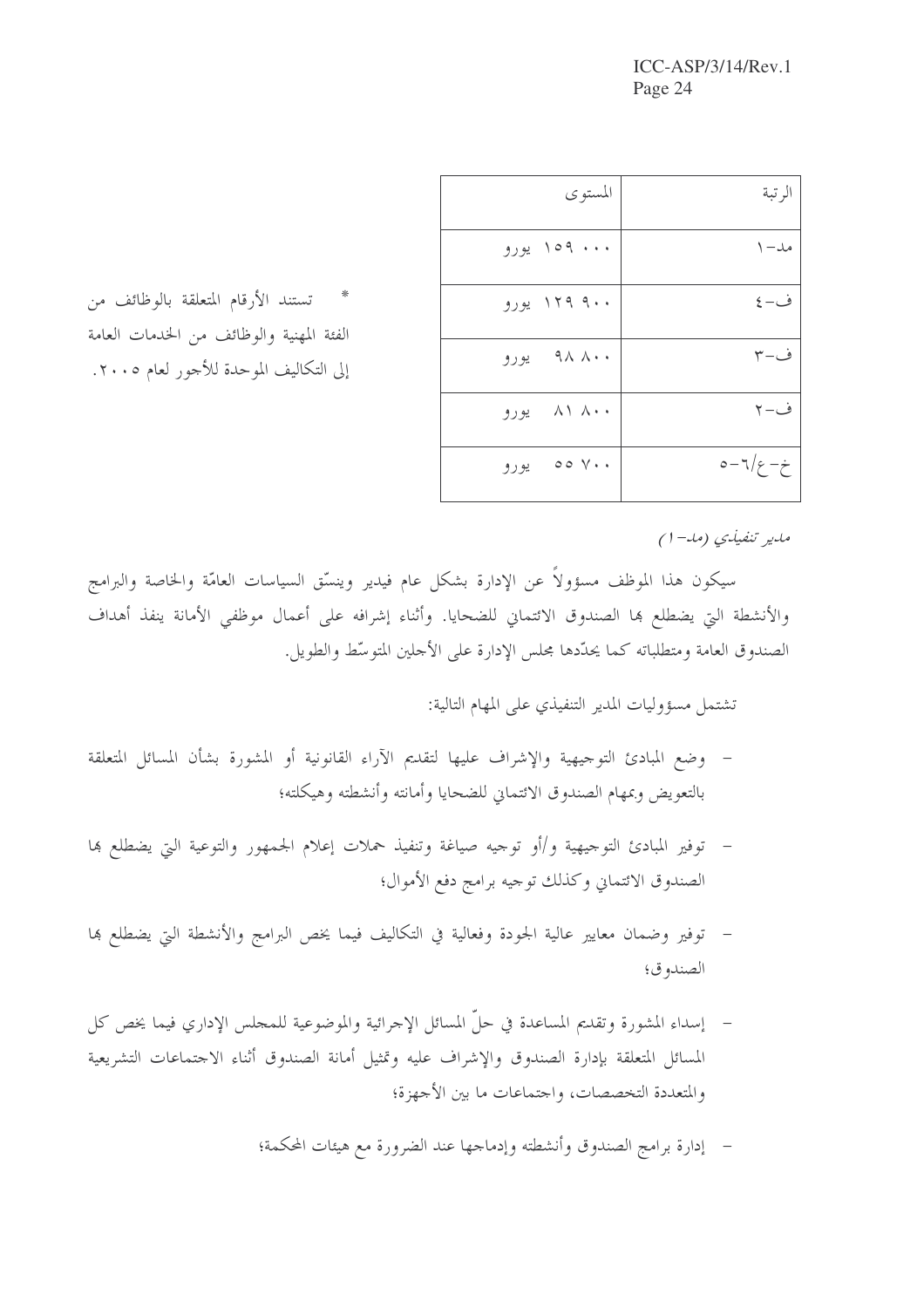| الرتبة | المستوى |
|---|---|
| مد-١ | ١٥٩ ٠٠٠ يورو |
| ف-٤ | ١٢٩ ٩٠٠ يورو |
| ف-٣ | ٩٨ ٨٠٠ يورو |
| ف-٢ | ٨١ ٨٠٠ يورو |
| خ-ع/٦-٥ | ٥٥ ٧٠٠ يورو |

* تستند الأرقام المتعلقة بالوظائف من الفئة المهنية والوظائف من الخدمات العامة إلى التكاليف الموحدة للأجور لعام ٢٠٠٥.

*مدير تنفيذي (مد-١)*

سيكون هذا الموظف مسؤولاً عن الإدارة بشكل عام فيدير وينسّق السياسات العامّة والخاصة والبرامج والأنشطة التي يضطلع بها الصندوق الائتماني للضحايا. وأثناء إشرافه على أعمال موظفي الأمانة ينفذ أهداف الصندوق العامة ومتطلباته كما يحدّدها مجلس الإدارة على الأجلين المتوسّط والطويل.

تشتمل مسؤوليات المدير التنفيذي على المهام التالية:

- وضع المبادئ التوجيهية والإشراف عليها لتقديم الآراء القانونية أو المشورة بشأن المسائل المتعلقة بالتعويض وبمهام الصندوق الائتماني للضحايا وأمانته وأنشطته وهيكلته؛
- توفير المبادئ التوجيهية و/أو توجيه صياغة وتنفيذ حملات إعلام الجمهور والتوعية التي يضطلع بها الصندوق الائتماني وكذلك توجيه برامج دفع الأموال؛
- توفير وضمان معايير عالية الجودة وفعالية في التكاليف فيما يخص البرامج والأنشطة التي يضطلع بها الصندوق؛
- إسداء المشورة وتقديم المساعدة في حلّ المسائل الإجرائية والموضوعية للمجلس الإداري فيما يخص كل المسائل المتعلقة بإدارة الصندوق والإشراف عليه وتمثيل أمانة الصندوق أثناء الاجتماعات التشريعية والمتعددة التخصصات، واجتماعات ما بين الأجهزة؛
- إدارة برامج الصندوق وأنشطته وإدماجها عند الضرورة مع هيئات المحكمة؛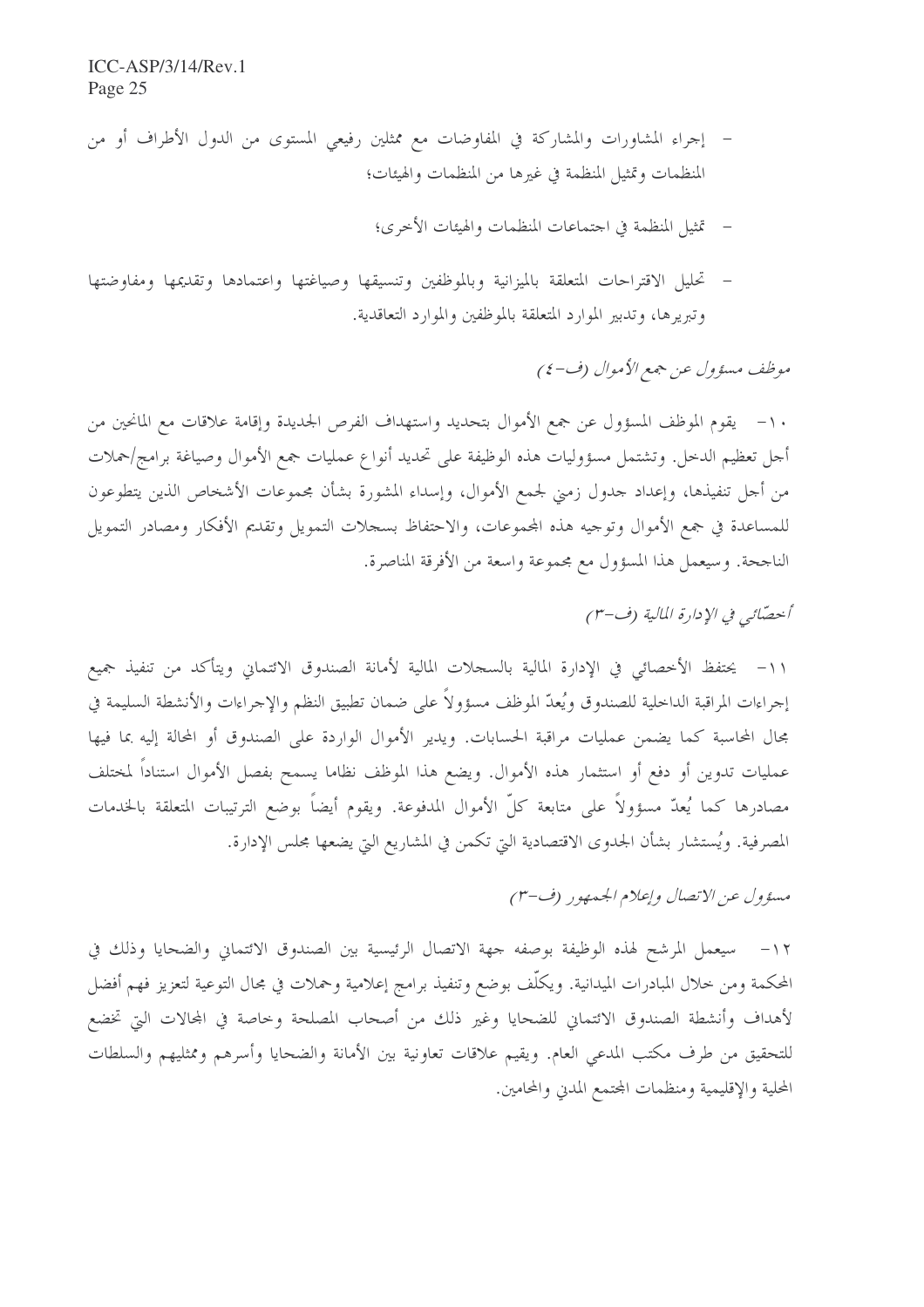- إجراء المشاورات والمشاركة في المفاوضات مع ممثلين رفيعي المستوى من الدول الأطراف أو من المنظمات وتمثيل المنظمة في غيرها من المنظمات والهيئات؛

- تمثيل المنظمة في اجتماعات المنظمات والهيئات الأخرى؛

- تحليل الاقتراحات المتعلقة بالميزانية وبالموظفين وتنسيقها وصياغتها واعتمادها وتقديمها ومفاوضتها وتبريرها، وتدبير الموارد المتعلقة بالموظفين والموارد التعاقدية.

*موظف مسؤول عن جمع الأموال (ف-٤)*

١٠- يقوم الموظف المسؤول عن جمع الأموال بتحديد واستهداف الفرص الجديدة وإقامة علاقات مع المانحين من أجل تعظيم الدخل. وتشتمل مسؤوليات هذه الوظيفة على تحديد أنواع عمليات جمع الأموال وصياغة برامج/حملات من أجل تنفيذها، وإعداد جدول زمني لجمع الأموال، وإسداء المشورة بشأن مجموعات الأشخاص الذين يتطوعون للمساعدة في جمع الأموال وتوجيه هذه المجموعات، والاحتفاظ بسجلات التمويل وتقديم الأفكار ومصادر التمويل الناجحة. وسيعمل هذا المسؤول مع مجموعة واسعة من الأفرقة المناصرة.

*أخصّائي في الإدارة المالية (ف-٣)*

١١- يحتفظ الأخصائي في الإدارة المالية بالسجلات المالية لأمانة الصندوق الائتماني ويتأكد من تنفيذ جميع إجراءات المراقبة الداخلية للصندوق ويُعدّ الموظف مسؤولاً على ضمان تطبيق النظم والإجراءات والأنشطة السليمة في مجال المحاسبة كما يضمن عمليات مراقبة الحسابات. ويدير الأموال الواردة على الصندوق أو المحالة إليه بما فيها عمليات تدوين أو دفع أو استثمار هذه الأموال. ويضع هذا الموظف نظاما يسمح بفصل الأموال استناداً لمختلف مصادرها كما يُعدّ مسؤولاً على متابعة كلّ الأموال المدفوعة. ويقوم أيضاً بوضع الترتيبات المتعلقة بالخدمات المصرفية. ويُستشار بشأن الجدوى الاقتصادية التي تكمن في المشاريع التي يضعها مجلس الإدارة.

*مسؤول عن الاتصال وإعلام الجمهور (ف-٣)*

١٢- سيعمل المرشح لهذه الوظيفة بوصفه جهة الاتصال الرئيسية بين الصندوق الائتماني والضحايا وذلك في المحكمة ومن خلال المبادرات الميدانية. ويكلّف بوضع وتنفيذ برامج إعلامية وحملات في مجال التوعية لتعزيز فهم أفضل لأهداف وأنشطة الصندوق الائتماني للضحايا وغير ذلك من أصحاب المصلحة وخاصة في المجالات التي تخضع للتحقيق من طرف مكتب المدعي العام. ويقيم علاقات تعاونية بين الأمانة والضحايا وأسرهم وممثليهم والسلطات المحلية والإقليمية ومنظمات المجتمع المدني والمحامين.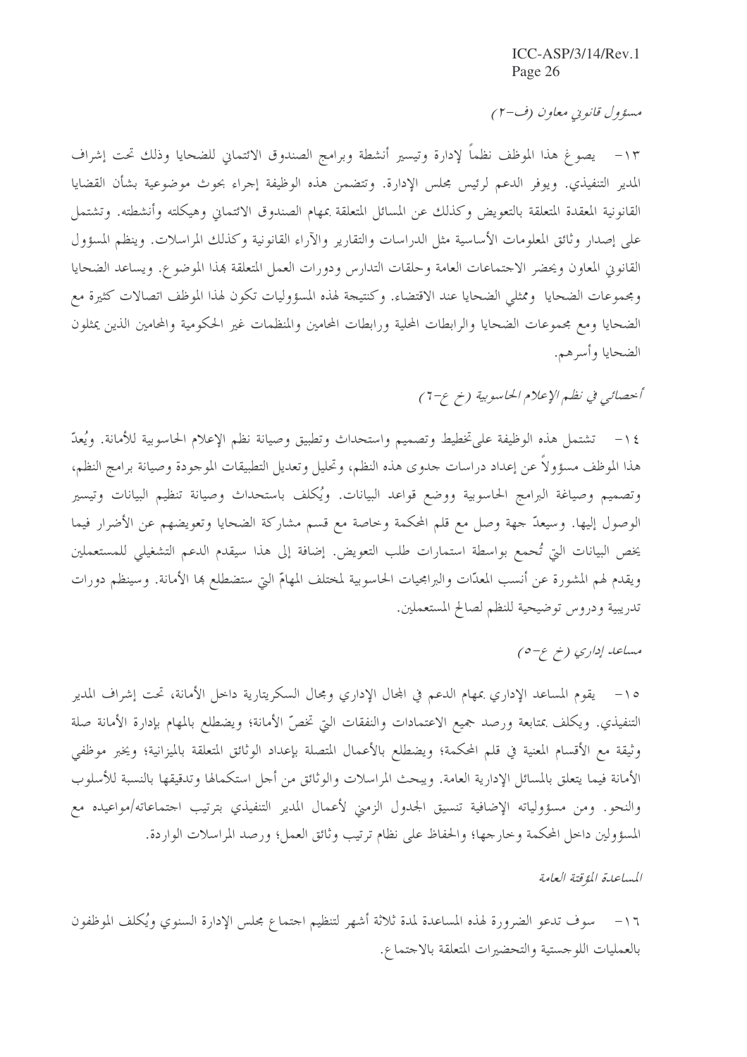*مسؤول قانوني معاون (ف-٢)*

١٣- يصوغ هذا الموظف نظماً لإدارة وتيسير أنشطة وبرامج الصندوق الائتماني للضحايا وذلك تحت إشراف المدير التنفيذي. ويوفر الدعم لرئيس مجلس الإدارة. وتتضمن هذه الوظيفة إجراء بحوث موضوعية بشأن القضايا القانونية المعقدة المتعلقة بالتعويض وكذلك عن المسائل المتعلقة بمهام الصندوق الائتماني وهيكلته وأنشطته. وتشتمل على إصدار وثائق المعلومات الأساسية مثل الدراسات والتقارير والآراء القانونية وكذلك المراسلات. وينظم المسؤول القانوني المعاون ويحضر الاجتماعات العامة وحلقات التدارس ودورات العمل المتعلقة بهذا الموضوع. ويساعد الضحايا ومجموعات الضحايا وممثلي الضحايا عند الاقتضاء. وكنتيجة لهذه المسؤوليات تكون لهذا الموظف اتصالات كثيرة مع الضحايا ومع مجموعات الضحايا والرابطات المحلية ورابطات المحامين والمنظمات غير الحكومية والمحامين الذين يمثلون الضحايا وأسرهم.

*أخصائي في نظم الإعلام الحاسوبية (خ ع-٦)*

١٤- تشتمل هذه الوظيفة علىتخطيط وتصميم واستحداث وتطبيق وصيانة نظم الإعلام الحاسوبية للأمانة. ويُعدّ هذا الموظف مسؤولاً عن إعداد دراسات جدوى هذه النظم، وتحليل وتعديل التطبيقات الموجودة وصيانة برامج النظم، وتصميم وصياغة البرامج الحاسوبية ووضع قواعد البيانات. ويُكلف باستحداث وصيانة تنظيم البيانات وتيسير الوصول إليها. وسيعدّ جهة وصل مع قلم المحكمة وخاصة مع قسم مشاركة الضحايا وتعويضهم عن الأضرار فيما يخص البيانات التي تُجمع بواسطة استمارات طلب التعويض. إضافة إلى هذا سيقدم الدعم التشغيلي للمستعملين ويقدم لهم المشورة عن أنسب المعدّات والبرامجيات الحاسوبية لمختلف المهامّ التي ستضطلع بها الأمانة. وسينظم دورات تدريبية ودروس توضيحية للنظم لصالح المستعملين.

*مساعد إداري (خ ع-٥)*

١٥- يقوم المساعد الإداري بمهام الدعم في المجال الإداري ومجال السكريتارية داخل الأمانة، تحت إشراف المدير التنفيذي. ويكلف بمتابعة ورصد جميع الاعتمادات والنفقات التي تخصّ الأمانة؛ ويضطلع بالمهام بإدارة الأمانة صلة وثيقة مع الأقسام المعنية في قلم المحكمة؛ ويضطلع بالأعمال المتصلة بإعداد الوثائق المتعلقة بالميزانية؛ ويخبر موظفي الأمانة فيما يتعلق بالمسائل الإدارية العامة. ويبحث المراسلات والوثائق من أجل استكمالها وتدقيقها بالنسبة للأسلوب والنحو. ومن مسؤولياته الإضافية تنسيق الجدول الزمني لأعمال المدير التنفيذي بترتيب اجتماعاته/مواعيده مع المسؤولين داخل المحكمة وخارجها؛ والحفاظ على نظام ترتيب وثائق العمل؛ ورصد المراسلات الواردة.

*المساعدة المؤقتة العامة*

١٦- سوف تدعو الضرورة لهذه المساعدة لمدة ثلاثة أشهر لتنظيم اجتماع مجلس الإدارة السنوي ويُكلف الموظفون بالعمليات اللوجستية والتحضيرات المتعلقة بالاجتماع.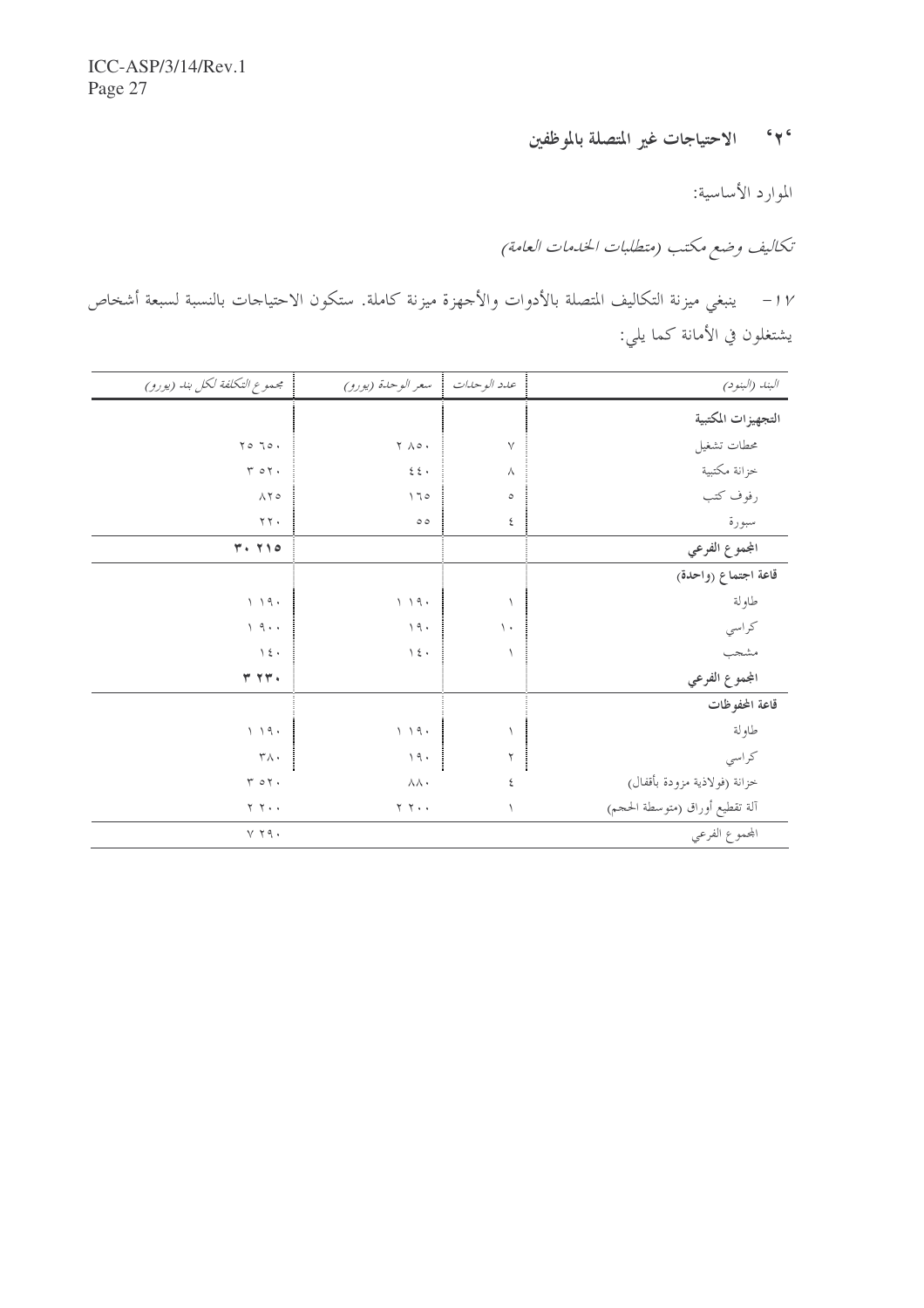### '٢' الاحتياجات غير المتصلة بالموظفين

الموارد الأساسية:

*تكاليف وضع مكتب (متطلبات الخدمات العامة)*

١٧- ينبغي ميزنة التكاليف المتصلة بالأدوات والأجهزة ميزنة كاملة. ستكون الاحتياجات بالنسبة لسبعة أشخاص يشتغلون في الأمانة كما يلي:

| *البند (البنود)* | *عدد الوحدات* | *سعر الوحدة (يورو)* | *مجموع التكلفة لكل بند (يورو)* |
|---|---|---|---|
| **التجهيزات المكتبية** | | | |
| محطات تشغيل | ٧ | ٢ ٨٥٠ | ٢٥ ٦٥٠ |
| خزانة مكتبية | ٨ | ٤٤٠ | ٣ ٥٢٠ |
| رفوف كتب | ٥ | ١٦٥ | ٨٢٥ |
| سبورة | ٤ | ٥٥ | ٢٢٠ |
| **المجموع الفرعي** | | | **٣٠ ٢١٥** |
| **قاعة اجتماع (واحدة)** | | | |
| طاولة | ١ | ١ ١٩٠ | ١ ١٩٠ |
| كراسي | ١٠ | ١٩٠ | ١ ٩٠٠ |
| مشجب | ١ | ١٤٠ | ١٤٠ |
| **المجموع الفرعي** | | | **٣ ٢٣٠** |
| **قاعة المحفوظات** | | | |
| طاولة | ١ | ١ ١٩٠ | ١ ١٩٠ |
| كراسي | ٢ | ١٩٠ | ٣٨٠ |
| خزانة (فولاذية مزودة بأقفال) | ٤ | ٨٨٠ | ٣ ٥٢٠ |
| آلة تقطيع أوراق (متوسطة الحجم) | ١ | ٢ ٢٠٠ | ٢ ٢٠٠ |
| المجموع الفرعي | | | ٧ ٢٩٠ |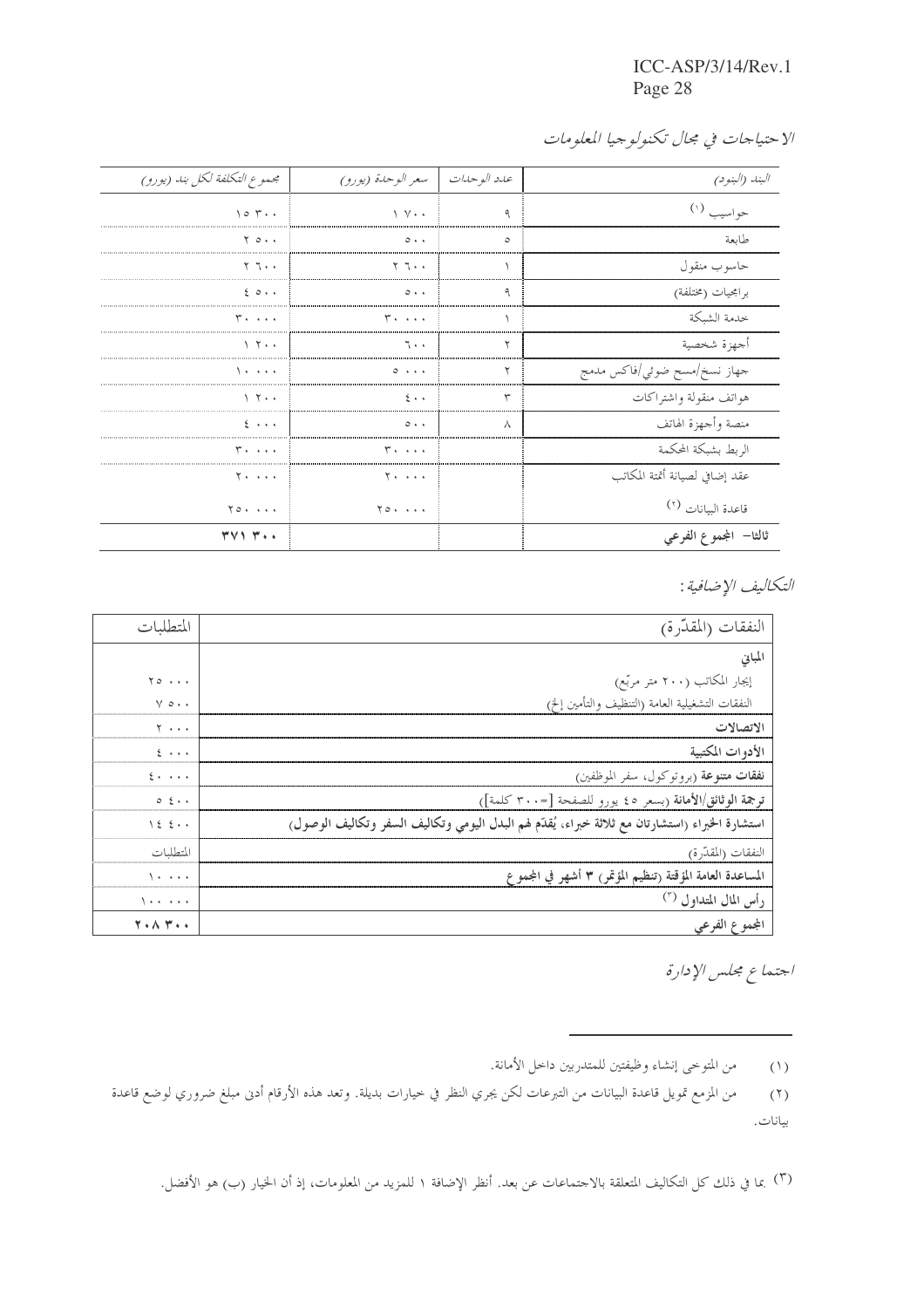*الاحتياجات في مجال تكنولوجيا المعلومات*

| البند (البنود) | عدد الوحدات | سعر الوحدة (يورو) | مجموع التكلفة لكل بند (يورو) |
|---|---|---|---|
| حواسيب (١) | ٩ | ١ ٧٠٠ | ١٥ ٣٠٠ |
| طابعة | ٥ | ٥٠٠ | ٢ ٥٠٠ |
| حاسوب منقول | ١ | ٢ ٦٠٠ | ٢ ٦٠٠ |
| برامجيات (مختلفة) | ٩ | ٥٠٠ | ٤ ٥٠٠ |
| خدمة الشبكة | ١ | ٣٠ ٠٠٠ | ٣٠ ٠٠٠ |
| أجهزة شخصية | ٢ | ٦٠٠ | ١ ٢٠٠ |
| جهاز نسخ/مسح ضوئي/فاكس مدمج | ٢ | ٥ ٠٠٠ | ١٠ ٠٠٠ |
| هواتف منقولة واشتراكات | ٣ | ٤٠٠ | ١ ٢٠٠ |
| منصة وأجهزة الهاتف | ٨ | ٥٠٠ | ٤ ٠٠٠ |
| الربط بشبكة المحكمة | | ٣٠ ٠٠٠ | ٣٠ ٠٠٠ |
| عقد إضافي لصيانة أتمتة المكاتب | | ٢٠ ٠٠٠ | ٢٠ ٠٠٠ |
| قاعدة البيانات (٢) | | ٢٥٠ ٠٠٠ | ٢٥٠ ٠٠٠ |
| **ثالثا- المجموع الفرعي** | | | **٣٧١ ٣٠٠** |

*التكاليف الإضافية:*

| النفقات (المقدّرة) | المتطلبات |
|---|---|
| **المباني** | |
| إيجار المكاتب (٢٠٠ متر مربّع) | ٢٥ ٠٠٠ |
| النفقات التشغيلية العامة (التنظيف والتأمين إلخ) | ٧ ٥٠٠ |
| **الاتصالات** | ٢ ٠٠٠ |
| **الأدوات المكتبية** | ٤ ٠٠٠ |
| **نفقات متنوعة** (بروتوكول، سفر الموظفين) | ٤٠ ٠٠٠ |
| **ترجمة الوثائق/الأمانة** (بسعر ٤٥ يورو للصفحة [=٣٠٠ كلمة]) | ٥ ٤٠٠ |
| **استشارة الخبراء (استشارتان مع ثلاثة خبراء، يُقدّم لهم البدل اليومي وتكاليف السفر وتكاليف الوصول)** | ١٤ ٤٠٠ |
| النفقات (المقدّرة) | المتطلبات |
| **المساعدة العامة المؤقتة (تنظيم المؤتمر) ٣ أشهر في المجموع** | ١٠ ٠٠٠ |
| **رأس المال المتداول** (٣) | ١٠٠ ٠٠٠ |
| **المجموع الفرعي** | **٢٠٨ ٣٠٠** |

*اجتماع مجلس الإدارة*

---

(١) من المتوخى إنشاء وظيفتين للمتدربين داخل الأمانة.

(٢) من المزمع تمويل قاعدة البيانات من التبرعات لكن يجري النظر في خيارات بديلة. وتعد هذه الأرقام أدنى مبلغ ضروري لوضع قاعدة بيانات.

(٣) بما في ذلك كل التكاليف المتعلقة بالاجتماعات عن بعد. أنظر الإضافة ١ للمزيد من المعلومات، إذ أن الخيار (ب) هو الأفضل.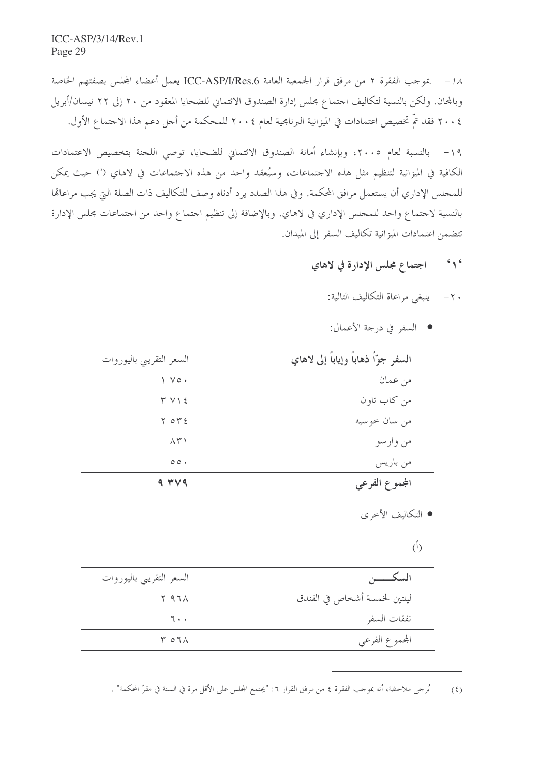١٨- بموجب الفقرة ٢ من مرفق قرار الجمعية العامة ICC-ASP/I/Res.6 يعمل أعضاء المجلس بصفتهم الخاصة وبالمجان. ولكن بالنسبة لتكاليف اجتماع مجلس إدارة الصندوق الائتماني للضحايا المعقود من ٢٠ إلى ٢٢ نيسان/أبريل ٢٠٠٤ فقد تمّ تخصيص اعتمادات في الميزانية البرنامجية لعام ٢٠٠٤ للمحكمة من أجل دعم هذا الاجتماع الأول.

١٩- بالنسبة لعام ٢٠٠٥، وبإنشاء أمانة الصندوق الائتماني للضحايا، توصي اللجنة بتخصيص الاعتمادات الكافية في الميزانية لتنظيم مثل هذه الاجتماعات، وسيُعقد واحد من هذه الاجتماعات في لاهاي [٤] حيث يمكن للمجلس الإداري أن يستعمل مرافق المحكمة. وفي هذا الصدد يرد أدناه وصف للتكاليف ذات الصلة التي يجب مراعاتها بالنسبة لاجتماع واحد للمجلس الإداري في لاهاي. وبالإضافة إلى تنظيم اجتماع واحد من اجتماعات مجلس الإدارة تتضمن اعتمادات الميزانية تكاليف السفر إلى الميدان.

### '١' اجتماع مجلس الإدارة في لاهاي

٢٠- ينبغي مراعاة التكاليف التالية:

- السفر في درجة الأعمال:

| **السفر جوّاً ذهاباً وإياباً إلى لاهاي** | السعر التقريبي باليوروات |
|---|---|
| من عمان | ١ ٧٥٠ |
| من كاب تاون | ٣ ٧١٤ |
| من سان خوسيه | ٢ ٥٣٤ |
| من وارسو | ٨٣١ |
| من باريس | ٥٥٠ |
| **المجموع الفرعي** | **٩ ٣٧٩** |

- التكاليف الأخرى

(أ)

| **السكـــــن** | السعر التقريبي باليوروات |
|---|---|
| ليلتين لخمسة أشخاص في الفندق | ٢ ٩٦٨ |
| نفقات السفر | ٦٠٠ |
| المجموع الفرعي | ٣ ٥٦٨ |

---

(٤) يُرجى ملاحظة، أنه بموجب الفقرة ٤ من مرفق القرار ٦: "يجتمع المجلس على الأقل مرة في السنة في مقرّ المحكمة".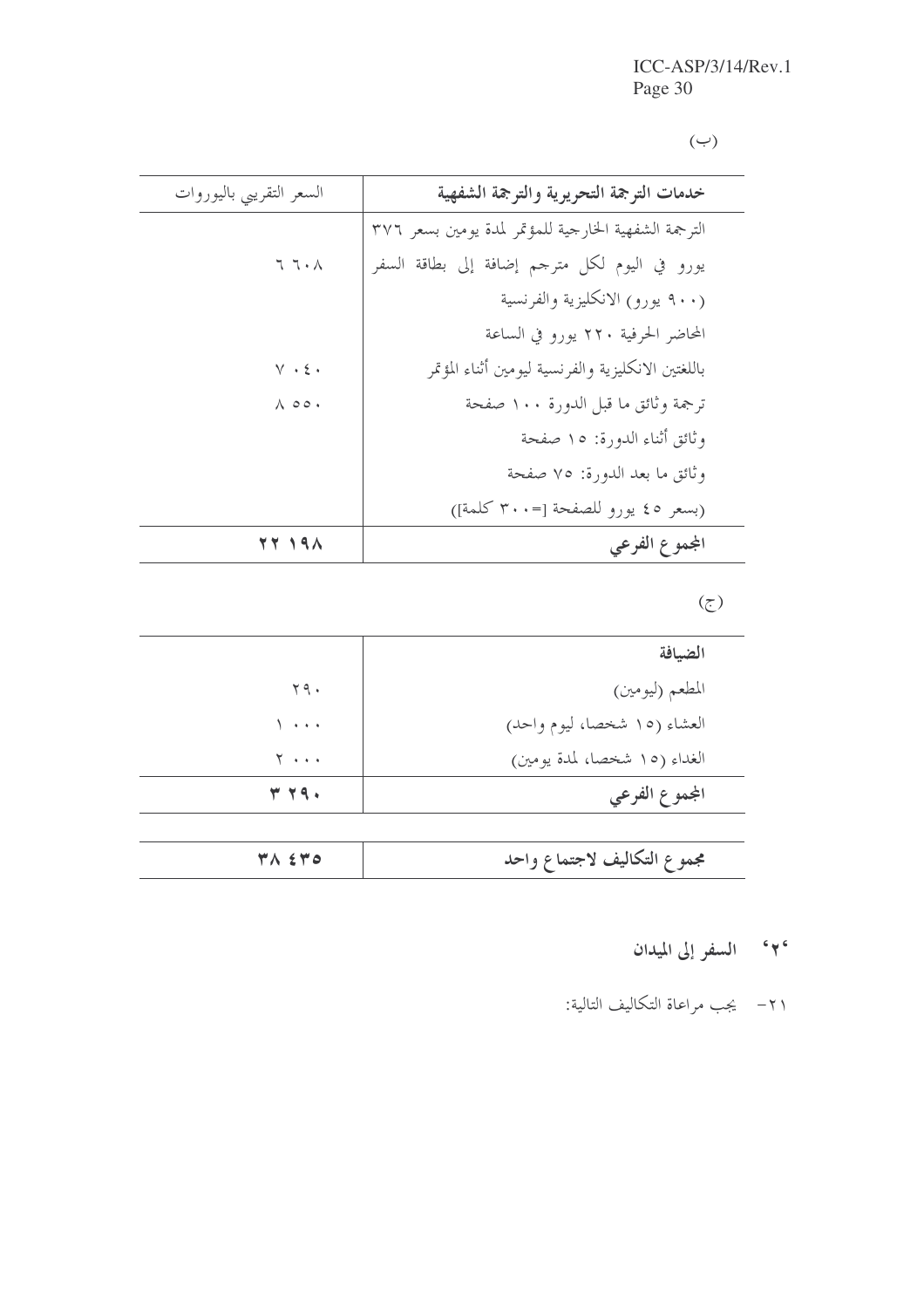(ب)

| خدمات الترجمة التحريرية والترجمة الشفهية | السعر التقريبي باليوروات |
|---|---|
| الترجمة الشفهية الخارجية للمؤتمر لمدة يومين بسعر ٣٧٦ يورو في اليوم لكل مترجم إضافة إلى بطاقة السفر (٩٠٠ يورو) الانكليزية والفرنسية | ٦ ٦٠٨ |
| المحاضر الحرفية ٢٢٠ يورو في الساعة باللغتين الانكليزية والفرنسية ليومين أثناء المؤتمر | ٧ ٠٤٠ |
| ترجمة وثائق ما قبل الدورة ١٠٠ صفحة وثائق أثناء الدورة: ١٥ صفحة وثائق ما بعد الدورة: ٧٥ صفحة (بسعر ٤٥ يورو للصفحة [=٣٠٠ كلمة]) | ٨ ٥٥٠ |
| **المجموع الفرعي** | **٢٢ ١٩٨** |

(ج)

| الضيافة | |
|---|---|
| المطعم (ليومين) | ٢٩٠ |
| العشاء (١٥ شخصا، ليوم واحد) | ١ ٠٠٠ |
| الغداء (١٥ شخصا، لمدة يومين) | ٢ ٠٠٠ |
| **المجموع الفرعي** | **٣ ٢٩٠** |

| **مجموع التكاليف لاجتماع واحد** | **٣٨ ٤٣٥** |
|---|---|

### '٢' السفر إلى الميدان

٢١- يجب مراعاة التكاليف التالية: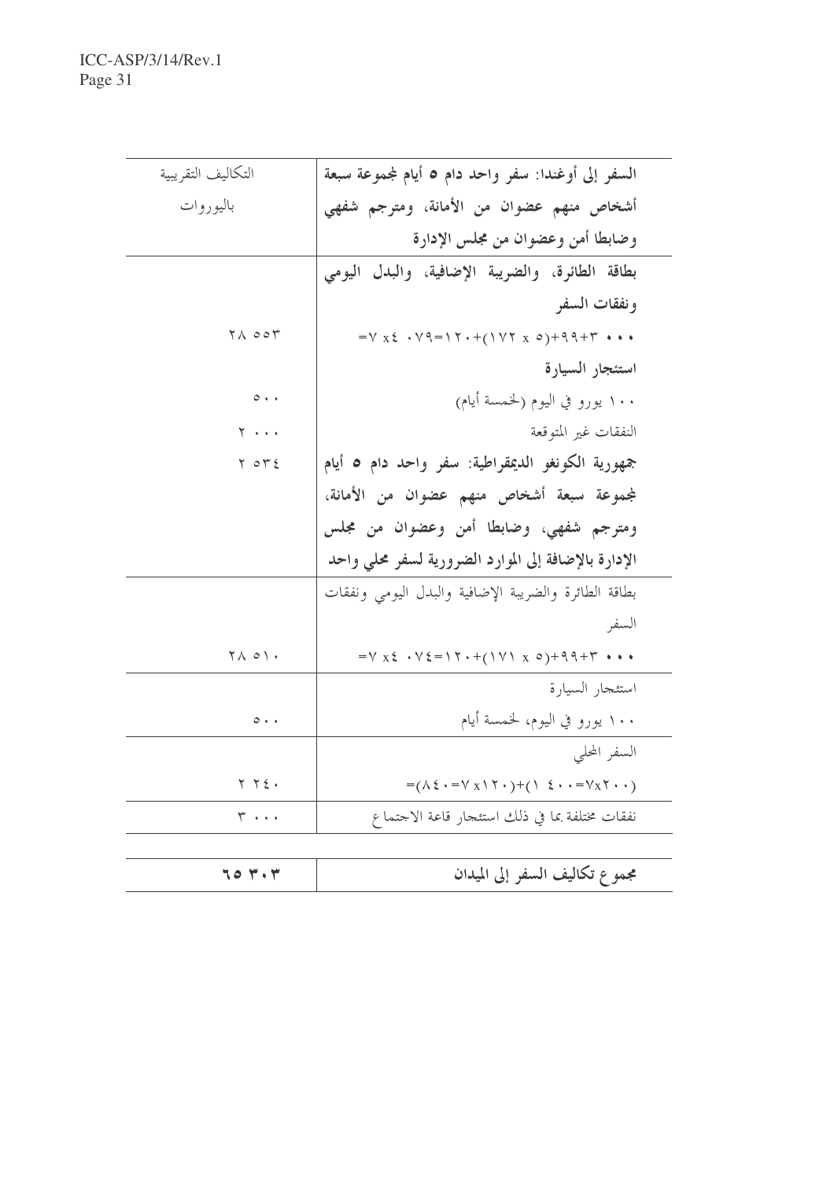| **السفر إلى أوغندا: سفر واحد دام ٥ أيام لمجموعة سبعة أشخاص منهم عضوان من الأمانة، ومترجم شفهي وضابطا أمن وعضوان من مجلس الإدارة** | التكاليف التقريبية باليوروات |
| --- | --- |
| **بطاقة الطائرة، والضريبة الإضافية، والبدل اليومي ونفقات السفر** | |
| ٣ ٠٠٠+٩٩+(٥ x ١٧٢)+١٢٠=٤٠٧٩ x٧= | ٢٨ ٥٥٣ |
| **استئجار السيارة** | |
| ١٠٠ يورو في اليوم (لخمسة أيام) | ٥٠٠ |
| النفقات غير المتوقعة | ٢ ٠٠٠ |
| **جمهورية الكونغو الديمقراطية: سفر واحد دام ٥ أيام لمجموعة سبعة أشخاص منهم عضوان من الأمانة، ومترجم شفهي، وضابطا أمن وعضوان من مجلس الإدارة بالإضافة إلى الموارد الضرورية لسفر محلي واحد** | ٢ ٥٣٤ |
| بطاقة الطائرة والضريبة الإضافية والبدل اليومي ونفقات السفر | |
| ٣ ٠٠٠+٩٩+(٥ x ١٧١)+١٢٠=٤٠٧٤ x٧= | ٢٨ ٥١٠ |
| استئجار السيارة | |
| ١٠٠ يورو في اليوم، لخمسة أيام | ٥٠٠ |
| السفر المحلي | |
| (٢٠٠x٧=١ ٤٠٠)+(١٢٠x٧=٨٤٠)= | ٢ ٢٤٠ |
| نفقات مختلفة بما في ذلك استئجار قاعة الاجتماع | ٣ ٠٠٠ |
| **مجموع تكاليف السفر إلى الميدان** | **٦٥ ٣٠٣** |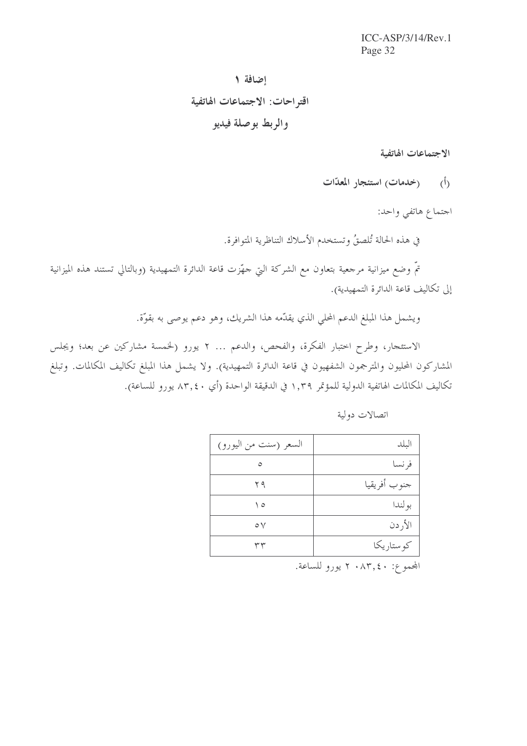# إضافة ١

## اقتراحات: الاجتماعات الهاتفية والربط بوصلة فيديو

### الاجتماعات الهاتفية

(أ) (خدمات) استئجار المعدّات

اجتماع هاتفي واحد:

في هذه الحالة تُلصقُ وتستخدم الأسلاك التناظرية المتوافرة.

تمّ وضع ميزانية مرجعية بتعاون مع الشركة التي جهّزت قاعة الدائرة التمهيدية (وبالتالي تستند هذه الميزانية إلى تكاليف قاعة الدائرة التمهيدية).

ويشمل هذا المبلغ الدعم المحلي الذي يقدّمه هذا الشريك، وهو دعم يوصى به بقوّة.

الاستئجار، وطرح اختبار الفكرة، والفحص، والدعم ... ٢ يورو (لخمسة مشاركين عن بعد؛ ويجلس المشاركون المحليون والمترجمون الشفهيون في قاعة الدائرة التمهيدية). ولا يشمل هذا المبلغ تكاليف المكالمات. وتبلغ تكاليف المكالمات الهاتفية الدولية للمؤتمر ١,٣٩ في الدقيقة الواحدة (أي ٨٣,٤٠ يورو للساعة).

اتصالات دولية

| البلد | السعر (سنت من اليورو) |
|---|---|
| فرنسا | ٥ |
| جنوب أفريقيا | ٢٩ |
| بولندا | ١٥ |
| الأردن | ٥٧ |
| كوستاريكا | ٣٣ |

المجموع: ٢ ٠٨٣,٤٠ يورو للساعة.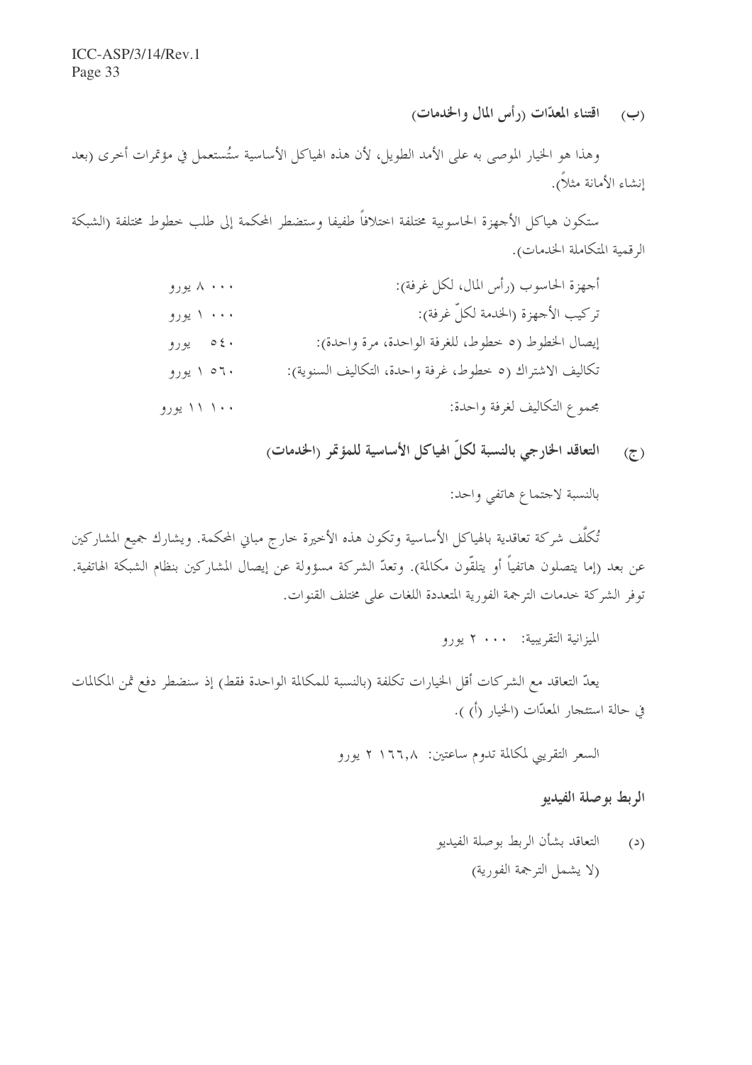(ب) **اقتناء المعدّات (رأس المال والخدمات)**

وهذا هو الخيار الموصى به على الأمد الطويل، لأن هذه الهياكل الأساسية ستُستعمل في مؤتمرات أخرى (بعد إنشاء الأمانة مثلاً).

ستكون هياكل الأجهزة الحاسوبية مختلفة اختلافاً طفيفا وستضطر المحكمة إلى طلب خطوط مختلفة (الشبكة الرقمية المتكاملة الخدمات).

| | |
|---|---|
| أجهزة الحاسوب (رأس المال، لكل غرفة): | ٨ ٠٠٠ يورو |
| تركيب الأجهزة (الخدمة لكلّ غرفة): | ١ ٠٠٠ يورو |
| إيصال الخطوط (٥ خطوط، للغرفة الواحدة، مرة واحدة): | ٥٤٠ يورو |
| تكاليف الاشتراك (٥ خطوط، غرفة واحدة، التكاليف السنوية): | ١ ٥٦٠ يورو |
| مجموع التكاليف لغرفة واحدة: | ١١ ١٠٠ يورو |

(ج) **التعاقد الخارجي بالنسبة لكلّ الهياكل الأساسية للمؤتمر (الخدمات)**

بالنسبة لاجتماع هاتفي واحد:

تُكلَّف شركة تعاقدية بالهياكل الأساسية وتكون هذه الأخيرة خارج مباني المحكمة. ويشارك جميع المشاركين عن بعد (إما يتصلون هاتفياً أو يتلقّون مكالمة). وتعدّ الشركة مسؤولة عن إيصال المشاركين بنظام الشبكة الهاتفية. توفر الشركة خدمات الترجمة الفورية المتعددة اللغات على مختلف القنوات.

الميزانية التقريبية: ٢ ٠٠٠ يورو

يعدّ التعاقد مع الشركات أقل الخيارات تكلفة (بالنسبة للمكالمة الواحدة فقط) إذ سنضطر دفع ثمن المكالمات في حالة استئجار المعدّات (الخيار (أ) ).

السعر التقريبي لمكالمة تدوم ساعتين: ٢ ١٦٦,٨ يورو

**الربط بوصلة الفيديو**

(د) التعاقد بشأن الربط بوصلة الفيديو
(لا يشمل الترجمة الفورية)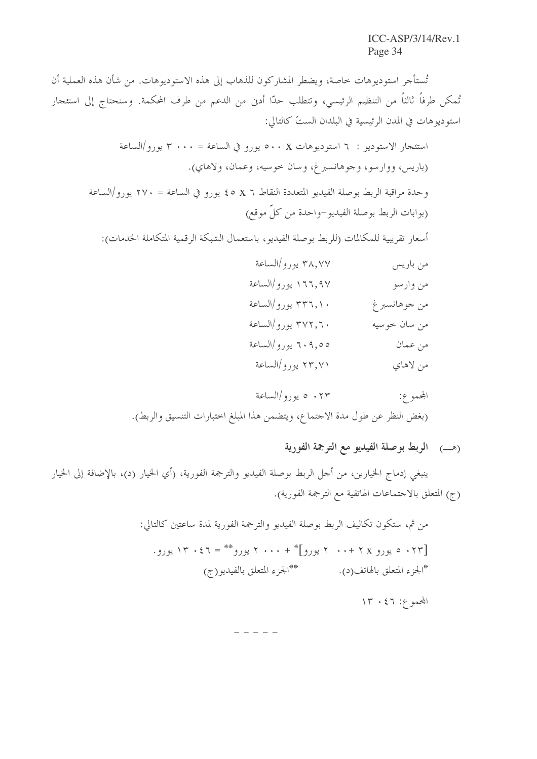تُستأجر استوديوهات خاصة، ويضطر المشاركون للذهاب إلى هذه الاستوديوهات. من شأن هذه العملية أن تُمكن طرفاً ثالثاً من التنظيم الرئيسي، وتتطلب حدّا أدنى من الدعم من طرف المحكمة. وسنحتاج إلى استئجار استوديوهات في المدن الرئيسية في البلدان الستّ كالتالي:

استئجار الاستوديو : ٦ استوديوهات X ٥٠٠ يورو في الساعة = ٣ ٠٠٠ يورو/الساعة
(باريس، ووارسو، وجوهانسبرغ، وسان خوسيه، وعمان، ولاهاي).

وحدة مراقبة الربط بوصلة الفيديو المتعددة النقاط ٦ X ٤٥ يورو في الساعة = ٢٧٠ يورو/الساعة
(بوابات الربط بوصلة الفيديو–واحدة من كلّ موقع)

أسعار تقريبية للمكالمات (للربط بوصلة الفيديو، باستعمال الشبكة الرقمية المتكاملة الخدمات):

| | |
|---|---|
| من باريس | ٣٨,٧٧ يورو/الساعة |
| من وارسو | ١٦٦,٩٧ يورو/الساعة |
| من جوهانسبرغ | ٣٣٦,١٠ يورو/الساعة |
| من سان خوسيه | ٣٧٢,٦٠ يورو/الساعة |
| من عمان | ٦٠٩,٥٥ يورو/الساعة |
| من لاهاي | ٢٣,٧١ يورو/الساعة |
| المجموع: | ٥ ٠٢٣ يورو/الساعة |

(بغض النظر عن طول مدة الاجتماع، ويتضمن هذا المبلغ اختبارات التنسيق والربط).

**(هـ) الربط بوصلة الفيديو مع الترجمة الفورية**

ينبغي إدماج الخيارين، من أجل الربط بوصلة الفيديو والترجمة الفورية، (أي الخيار (د)، بالإضافة إلى الخيار (ج) المتعلق بالاجتماعات الهاتفية مع الترجمة الفورية).

من ثم، ستكون تكاليف الربط بوصلة الفيديو والترجمة الفورية لمدة ساعتين كالتالي:

[٥ ٠٢٣ يورو x ٢ + ٠٠ ٢ يورو]* + ٢ ٠٠٠ يورو** = ١٣ ٠٤٦ يورو.

*الجزء المتعلق بالهاتف(د). **الجزء المتعلق بالفيديو(ج)

المجموع: ١٣ ٠٤٦

- - - - -